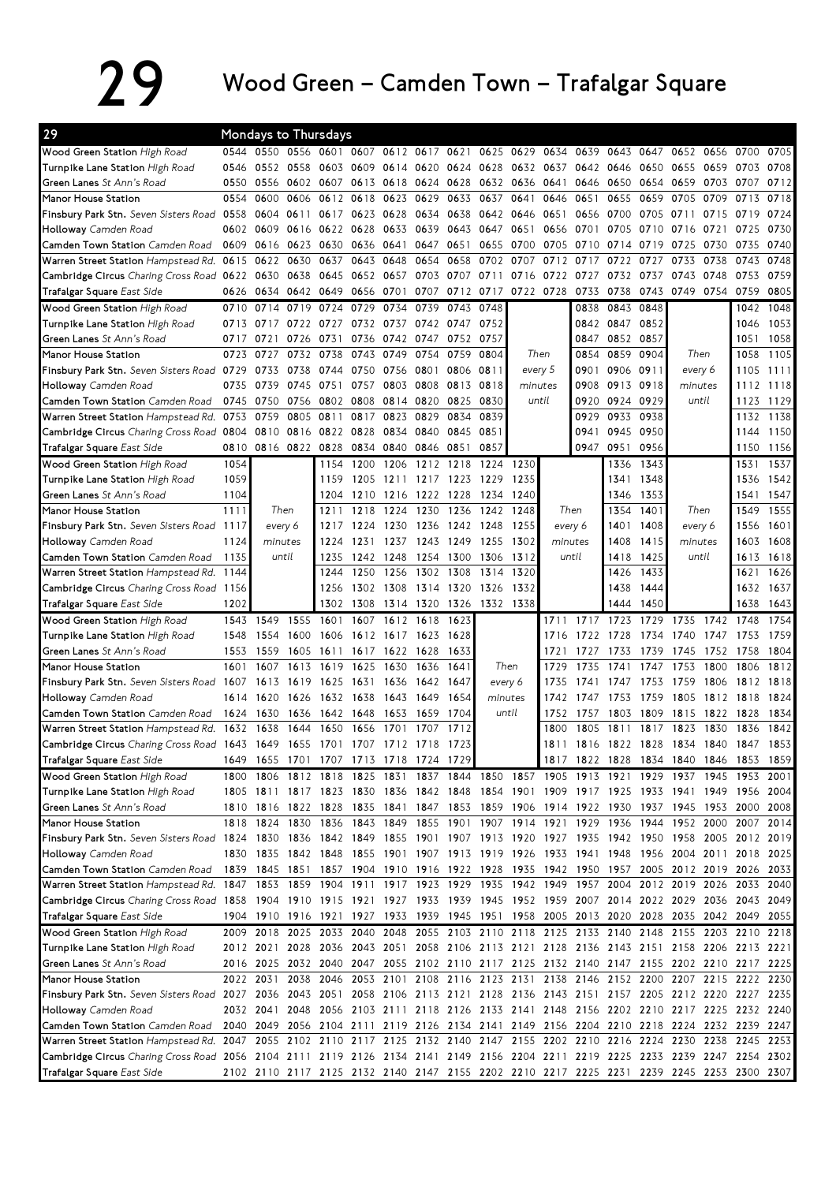# 29 Wood Green – Camden Town – Trafalgar Square

## Mondays to Thursdays

| 29 | | | | | | | | | | | | | | | | | | |
|---|---|---|---|---|---|---|---|---|---|---|---|---|---|---|---|---|---|---|
| Wood Green Station *High Road* | 0544 | 0550 | 0556 | 0601 | 0607 | 0612 | 0617 | 0621 | 0625 | 0629 | 0634 | 0639 | 0643 | 0647 | 0652 | 0656 | 0700 | 0705 |
| Turnpike Lane Station *High Road* | 0546 | 0552 | 0558 | 0603 | 0609 | 0614 | 0620 | 0624 | 0628 | 0632 | 0637 | 0642 | 0646 | 0650 | 0655 | 0659 | 0703 | 0708 |
| Green Lanes *St Ann's Road* | 0550 | 0556 | 0602 | 0607 | 0613 | 0618 | 0624 | 0628 | 0632 | 0636 | 0641 | 0646 | 0650 | 0654 | 0659 | 0703 | 0707 | 0712 |
| Manor House Station | 0554 | 0600 | 0606 | 0612 | 0618 | 0623 | 0629 | 0633 | 0637 | 0641 | 0646 | 0651 | 0655 | 0659 | 0705 | 0709 | 0713 | 0718 |
| Finsbury Park Stn. *Seven Sisters Road* | 0558 | 0604 | 0611 | 0617 | 0623 | 0628 | 0634 | 0638 | 0642 | 0646 | 0651 | 0656 | 0700 | 0705 | 0711 | 0715 | 0719 | 0724 |
| Holloway *Camden Road* | 0602 | 0609 | 0616 | 0622 | 0628 | 0633 | 0639 | 0643 | 0647 | 0651 | 0656 | 0701 | 0705 | 0710 | 0716 | 0721 | 0725 | 0730 |
| Camden Town Station *Camden Road* | 0609 | 0616 | 0623 | 0630 | 0636 | 0641 | 0647 | 0651 | 0655 | 0700 | 0705 | 0710 | 0714 | 0719 | 0725 | 0730 | 0735 | 0740 |
| Warren Street Station *Hampstead Rd.* | 0615 | 0622 | 0630 | 0637 | 0643 | 0648 | 0654 | 0658 | 0702 | 0707 | 0712 | 0717 | 0722 | 0727 | 0733 | 0738 | 0743 | 0748 |
| Cambridge Circus *Charing Cross Road* | 0622 | 0630 | 0638 | 0645 | 0652 | 0657 | 0703 | 0707 | 0711 | 0716 | 0722 | 0727 | 0732 | 0737 | 0743 | 0748 | 0753 | 0759 |
| Trafalgar Square *East Side* | 0626 | 0634 | 0642 | 0649 | 0656 | 0701 | 0707 | 0712 | 0717 | 0722 | 0728 | 0733 | 0738 | 0743 | 0749 | 0754 | 0759 | 0805 |

| | | | | | | | | | | | | | | | |
|---|---|---|---|---|---|---|---|---|---|---|---|---|---|---|---|
| Wood Green Station *High Road* | 0710 | 0714 | 0719 | 0724 | 0729 | 0734 | 0739 | 0743 | 0748 | | 0838 | 0843 | 0848 | | 1042 | 1048 |
| Turnpike Lane Station *High Road* | 0713 | 0717 | 0722 | 0727 | 0732 | 0737 | 0742 | 0747 | 0752 | | 0842 | 0847 | 0852 | | 1046 | 1053 |
| Green Lanes *St Ann's Road* | 0717 | 0721 | 0726 | 0731 | 0736 | 0742 | 0747 | 0752 | 0757 | | 0847 | 0852 | 0857 | | 1051 | 1058 |
| Manor House Station | 0723 | 0727 | 0732 | 0738 | 0743 | 0749 | 0754 | 0759 | 0804 | Then | 0854 | 0859 | 0904 | Then | 1058 | 1105 |
| Finsbury Park Stn. *Seven Sisters Road* | 0729 | 0733 | 0738 | 0744 | 0750 | 0756 | 0801 | 0806 | 0811 | every 5 | 0901 | 0906 | 0911 | every 6 | 1105 | 1111 |
| Holloway *Camden Road* | 0735 | 0739 | 0745 | 0751 | 0757 | 0803 | 0808 | 0813 | 0818 | minutes | 0908 | 0913 | 0918 | minutes | 1112 | 1118 |
| Camden Town Station *Camden Road* | 0745 | 0750 | 0756 | 0802 | 0808 | 0814 | 0820 | 0825 | 0830 | until | 0920 | 0924 | 0929 | until | 1123 | 1129 |
| Warren Street Station *Hampstead Rd.* | 0753 | 0759 | 0805 | 0811 | 0817 | 0823 | 0829 | 0834 | 0839 | | 0929 | 0933 | 0938 | | 1132 | 1138 |
| Cambridge Circus *Charing Cross Road* | 0804 | 0810 | 0816 | 0822 | 0828 | 0834 | 0840 | 0845 | 0851 | | 0941 | 0945 | 0950 | | 1144 | 1150 |
| Trafalgar Square *East Side* | 0810 | 0816 | 0822 | 0828 | 0834 | 0840 | 0846 | 0851 | 0857 | | 0947 | 0951 | 0956 | | 1150 | 1156 |

| | | | | | | | | | | | | | | |
|---|---|---|---|---|---|---|---|---|---|---|---|---|---|---|
| Wood Green Station *High Road* | 1054 | | 1154 | 1200 | 1206 | 1212 | 1218 | 1224 | 1230 | | 1336 | 1343 | | 1531 | 1537 |
| Turnpike Lane Station *High Road* | 1059 | | 1159 | 1205 | 1211 | 1217 | 1223 | 1229 | 1235 | | 1341 | 1348 | | 1536 | 1542 |
| Green Lanes *St Ann's Road* | 1104 | | 1204 | 1210 | 1216 | 1222 | 1228 | 1234 | 1240 | | 1346 | 1353 | | 1541 | 1547 |
| Manor House Station | 1111 | Then | 1211 | 1218 | 1224 | 1230 | 1236 | 1242 | 1248 | Then | 1354 | 1401 | Then | 1549 | 1555 |
| Finsbury Park Stn. *Seven Sisters Road* | 1117 | every 6 | 1217 | 1224 | 1230 | 1236 | 1242 | 1248 | 1255 | every 6 | 1401 | 1408 | every 6 | 1556 | 1601 |
| Holloway *Camden Road* | 1124 | minutes | 1224 | 1231 | 1237 | 1243 | 1249 | 1255 | 1302 | minutes | 1408 | 1415 | minutes | 1603 | 1608 |
| Camden Town Station *Camden Road* | 1135 | until | 1235 | 1242 | 1248 | 1254 | 1300 | 1306 | 1312 | until | 1418 | 1425 | until | 1613 | 1618 |
| Warren Street Station *Hampstead Rd.* | 1144 | | 1244 | 1250 | 1256 | 1302 | 1308 | 1314 | 1320 | | 1426 | 1433 | | 1621 | 1626 |
| Cambridge Circus *Charing Cross Road* | 1156 | | 1256 | 1302 | 1308 | 1314 | 1320 | 1326 | 1332 | | 1438 | 1444 | | 1632 | 1637 |
| Trafalgar Square *East Side* | 1202 | | 1302 | 1308 | 1314 | 1320 | 1326 | 1332 | 1338 | | 1444 | 1450 | | 1638 | 1643 |

| | | | | | | | | | | | | | | | | | |
|---|---|---|---|---|---|---|---|---|---|---|---|---|---|---|---|---|---|
| Wood Green Station *High Road* | 1543 | 1549 | 1555 | 1601 | 1607 | 1612 | 1618 | 1623 | | 1711 | 1717 | 1723 | 1729 | 1735 | 1742 | 1748 | 1754 |
| Turnpike Lane Station *High Road* | 1548 | 1554 | 1600 | 1606 | 1612 | 1617 | 1623 | 1628 | | 1716 | 1722 | 1728 | 1734 | 1740 | 1747 | 1753 | 1759 |
| Green Lanes *St Ann's Road* | 1553 | 1559 | 1605 | 1611 | 1617 | 1622 | 1628 | 1633 | | 1721 | 1727 | 1733 | 1739 | 1745 | 1752 | 1758 | 1804 |
| Manor House Station | 1601 | 1607 | 1613 | 1619 | 1625 | 1630 | 1636 | 1641 | Then | 1729 | 1735 | 1741 | 1747 | 1753 | 1800 | 1806 | 1812 |
| Finsbury Park Stn. *Seven Sisters Road* | 1607 | 1613 | 1619 | 1625 | 1631 | 1636 | 1642 | 1647 | every 6 | 1735 | 1741 | 1747 | 1753 | 1759 | 1806 | 1812 | 1818 |
| Holloway *Camden Road* | 1614 | 1620 | 1626 | 1632 | 1638 | 1643 | 1649 | 1654 | minutes | 1742 | 1747 | 1753 | 1759 | 1805 | 1812 | 1818 | 1824 |
| Camden Town Station *Camden Road* | 1624 | 1630 | 1636 | 1642 | 1648 | 1653 | 1659 | 1704 | until | 1752 | 1757 | 1803 | 1809 | 1815 | 1822 | 1828 | 1834 |
| Warren Street Station *Hampstead Rd.* | 1632 | 1638 | 1644 | 1650 | 1656 | 1701 | 1707 | 1712 | | 1800 | 1805 | 1811 | 1817 | 1823 | 1830 | 1836 | 1842 |
| Cambridge Circus *Charing Cross Road* | 1643 | 1649 | 1655 | 1701 | 1707 | 1712 | 1718 | 1723 | | 1811 | 1816 | 1822 | 1828 | 1834 | 1840 | 1847 | 1853 |
| Trafalgar Square *East Side* | 1649 | 1655 | 1701 | 1707 | 1713 | 1718 | 1724 | 1729 | | 1817 | 1822 | 1828 | 1834 | 1840 | 1846 | 1853 | 1859 |

| | | | | | | | | | | | | | | | | | | |
|---|---|---|---|---|---|---|---|---|---|---|---|---|---|---|---|---|---|---|
| Wood Green Station *High Road* | 1800 | 1806 | 1812 | 1818 | 1825 | 1831 | 1837 | 1844 | 1850 | 1857 | 1905 | 1913 | 1921 | 1929 | 1937 | 1945 | 1953 | 2001 |
| Turnpike Lane Station *High Road* | 1805 | 1811 | 1817 | 1823 | 1830 | 1836 | 1842 | 1848 | 1854 | 1901 | 1909 | 1917 | 1925 | 1933 | 1941 | 1949 | 1956 | 2004 |
| Green Lanes *St Ann's Road* | 1810 | 1816 | 1822 | 1828 | 1835 | 1841 | 1847 | 1853 | 1859 | 1906 | 1914 | 1922 | 1930 | 1937 | 1945 | 1953 | 2000 | 2008 |
| Manor House Station | 1818 | 1824 | 1830 | 1836 | 1843 | 1849 | 1855 | 1901 | 1907 | 1914 | 1921 | 1929 | 1936 | 1944 | 1952 | 2000 | 2007 | 2014 |
| Finsbury Park Stn. *Seven Sisters Road* | 1824 | 1830 | 1836 | 1842 | 1849 | 1855 | 1901 | 1907 | 1913 | 1920 | 1927 | 1935 | 1942 | 1950 | 1958 | 2005 | 2012 | 2019 |
| Holloway *Camden Road* | 1830 | 1835 | 1842 | 1848 | 1855 | 1901 | 1907 | 1913 | 1919 | 1926 | 1933 | 1941 | 1948 | 1956 | 2004 | 2011 | 2018 | 2025 |
| Camden Town Station *Camden Road* | 1839 | 1845 | 1851 | 1857 | 1904 | 1910 | 1916 | 1922 | 1928 | 1935 | 1942 | 1950 | 1957 | 2005 | 2012 | 2019 | 2026 | 2033 |
| Warren Street Station *Hampstead Rd.* | 1847 | 1853 | 1859 | 1904 | 1911 | 1917 | 1923 | 1929 | 1935 | 1942 | 1949 | 1957 | 2004 | 2012 | 2019 | 2026 | 2033 | 2040 |
| Cambridge Circus *Charing Cross Road* | 1858 | 1904 | 1910 | 1915 | 1921 | 1927 | 1933 | 1939 | 1945 | 1952 | 1959 | 2007 | 2014 | 2022 | 2029 | 2036 | 2043 | 2049 |
| Trafalgar Square *East Side* | 1904 | 1910 | 1916 | 1921 | 1927 | 1933 | 1939 | 1945 | 1951 | 1958 | 2005 | 2013 | 2020 | 2028 | 2035 | 2042 | 2049 | 2055 |

| | | | | | | | | | | | | | | | | | | |
|---|---|---|---|---|---|---|---|---|---|---|---|---|---|---|---|---|---|---|
| Wood Green Station *High Road* | 2009 | 2018 | 2025 | 2033 | 2040 | 2048 | 2055 | 2103 | 2110 | 2118 | 2125 | 2133 | 2140 | 2148 | 2155 | 2203 | 2210 | 2218 |
| Turnpike Lane Station *High Road* | 2012 | 2021 | 2028 | 2036 | 2043 | 2051 | 2058 | 2106 | 2113 | 2121 | 2128 | 2136 | 2143 | 2151 | 2158 | 2206 | 2213 | 2221 |
| Green Lanes *St Ann's Road* | 2016 | 2025 | 2032 | 2040 | 2047 | 2055 | 2102 | 2110 | 2117 | 2125 | 2132 | 2140 | 2147 | 2155 | 2202 | 2210 | 2217 | 2225 |
| Manor House Station | 2022 | 2031 | 2038 | 2046 | 2053 | 2101 | 2108 | 2116 | 2123 | 2131 | 2138 | 2146 | 2152 | 2200 | 2207 | 2215 | 2222 | 2230 |
| Finsbury Park Stn. *Seven Sisters Road* | 2027 | 2036 | 2043 | 2051 | 2058 | 2106 | 2113 | 2121 | 2128 | 2136 | 2143 | 2151 | 2157 | 2205 | 2212 | 2220 | 2227 | 2235 |
| Holloway *Camden Road* | 2032 | 2041 | 2048 | 2056 | 2103 | 2111 | 2118 | 2126 | 2133 | 2141 | 2148 | 2156 | 2202 | 2210 | 2217 | 2225 | 2232 | 2240 |
| Camden Town Station *Camden Road* | 2040 | 2049 | 2056 | 2104 | 2111 | 2119 | 2126 | 2134 | 2141 | 2149 | 2156 | 2204 | 2210 | 2218 | 2224 | 2232 | 2239 | 2247 |
| Warren Street Station *Hampstead Rd.* | 2047 | 2055 | 2102 | 2110 | 2117 | 2125 | 2132 | 2140 | 2147 | 2155 | 2202 | 2210 | 2216 | 2224 | 2230 | 2238 | 2245 | 2253 |
| Cambridge Circus *Charing Cross Road* | 2056 | 2104 | 2111 | 2119 | 2126 | 2134 | 2141 | 2149 | 2156 | 2204 | 2211 | 2219 | 2225 | 2233 | 2239 | 2247 | 2254 | 2302 |
| Trafalgar Square *East Side* | 2102 | 2110 | 2117 | 2125 | 2132 | 2140 | 2147 | 2155 | 2202 | 2210 | 2217 | 2225 | 2231 | 2239 | 2245 | 2253 | 2300 | 2307 |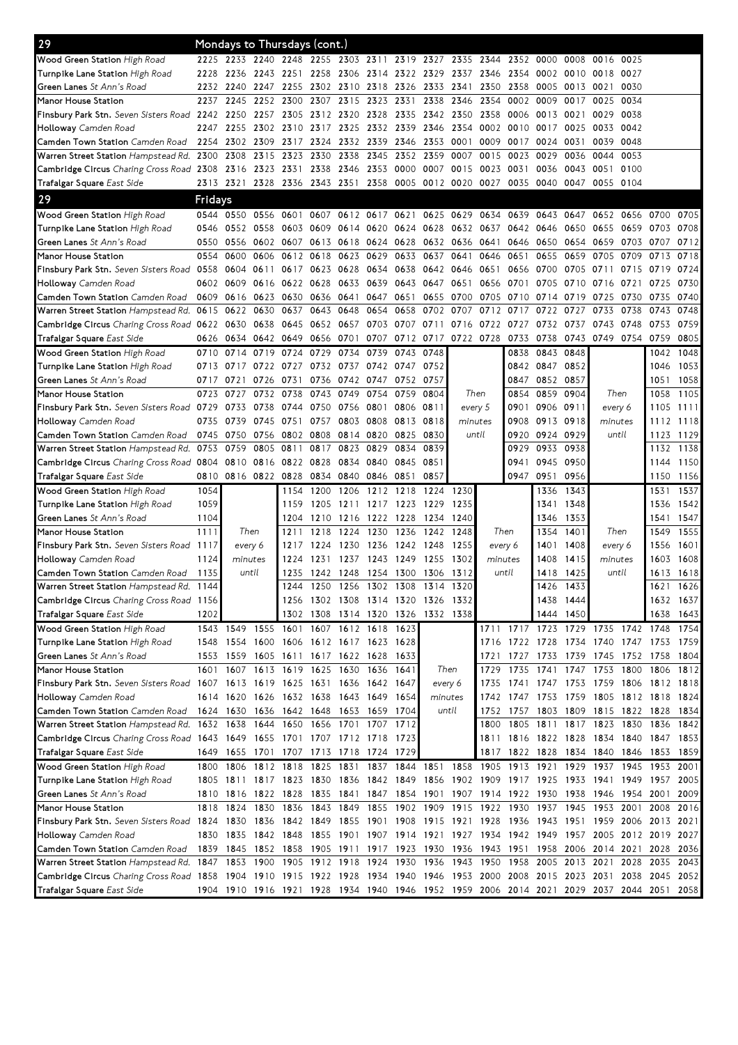## 29 Mondays to Thursdays (cont.)

| Stop | | | | | | | | | | | | | | | | |
|---|---|---|---|---|---|---|---|---|---|---|---|---|---|---|---|---|
| Wood Green Station *High Road* | 2225 | 2233 | 2240 | 2248 | 2255 | 2303 | 2311 | 2319 | 2327 | 2335 | 2344 | 2352 | 0000 | 0008 | 0016 | 0025 |
| Turnpike Lane Station *High Road* | 2228 | 2236 | 2243 | 2251 | 2258 | 2306 | 2314 | 2322 | 2329 | 2337 | 2346 | 2354 | 0002 | 0010 | 0018 | 0027 |
| Green Lanes *St Ann's Road* | 2232 | 2240 | 2247 | 2255 | 2302 | 2310 | 2318 | 2326 | 2333 | 2341 | 2350 | 2358 | 0005 | 0013 | 0021 | 0030 |
| Manor House Station | 2237 | 2245 | 2252 | 2300 | 2307 | 2315 | 2323 | 2331 | 2338 | 2346 | 2354 | 0002 | 0009 | 0017 | 0025 | 0034 |
| Finsbury Park Stn. *Seven Sisters Road* | 2242 | 2250 | 2257 | 2305 | 2312 | 2320 | 2328 | 2335 | 2342 | 2350 | 2358 | 0006 | 0013 | 0021 | 0029 | 0038 |
| Holloway *Camden Road* | 2247 | 2255 | 2302 | 2310 | 2317 | 2325 | 2332 | 2339 | 2346 | 2354 | 0002 | 0010 | 0017 | 0025 | 0033 | 0042 |
| Camden Town Station *Camden Road* | 2254 | 2302 | 2309 | 2317 | 2324 | 2332 | 2339 | 2346 | 2353 | 0001 | 0009 | 0017 | 0024 | 0031 | 0039 | 0048 |
| Warren Street Station *Hampstead Rd.* | 2300 | 2308 | 2315 | 2323 | 2330 | 2338 | 2345 | 2352 | 2359 | 0007 | 0015 | 0023 | 0029 | 0036 | 0044 | 0053 |
| Cambridge Circus *Charing Cross Road* | 2308 | 2316 | 2323 | 2331 | 2338 | 2346 | 2353 | 0000 | 0007 | 0015 | 0023 | 0031 | 0036 | 0043 | 0051 | 0100 |
| Trafalgar Square *East Side* | 2313 | 2321 | 2328 | 2336 | 2343 | 2351 | 2358 | 0005 | 0012 | 0020 | 0027 | 0035 | 0040 | 0047 | 0055 | 0104 |

## 29 Fridays

| Stop | | | | | | | | | | | | | | | | | | |
|---|---|---|---|---|---|---|---|---|---|---|---|---|---|---|---|---|---|---|
| Wood Green Station *High Road* | 0544 | 0550 | 0556 | 0601 | 0607 | 0612 | 0617 | 0621 | 0625 | 0629 | 0634 | 0639 | 0643 | 0647 | 0652 | 0656 | 0700 | 0705 |
| Turnpike Lane Station *High Road* | 0546 | 0552 | 0558 | 0603 | 0609 | 0614 | 0620 | 0624 | 0628 | 0632 | 0637 | 0642 | 0646 | 0650 | 0655 | 0659 | 0703 | 0708 |
| Green Lanes *St Ann's Road* | 0550 | 0556 | 0602 | 0607 | 0613 | 0618 | 0624 | 0628 | 0632 | 0636 | 0641 | 0646 | 0650 | 0654 | 0659 | 0703 | 0707 | 0712 |
| Manor House Station | 0554 | 0600 | 0606 | 0612 | 0618 | 0623 | 0629 | 0633 | 0637 | 0641 | 0646 | 0651 | 0655 | 0659 | 0705 | 0709 | 0713 | 0718 |
| Finsbury Park Stn. *Seven Sisters Road* | 0558 | 0604 | 0611 | 0617 | 0623 | 0628 | 0634 | 0638 | 0642 | 0646 | 0651 | 0656 | 0700 | 0705 | 0711 | 0715 | 0719 | 0724 |
| Holloway *Camden Road* | 0602 | 0609 | 0616 | 0622 | 0628 | 0633 | 0639 | 0643 | 0647 | 0651 | 0656 | 0701 | 0705 | 0710 | 0716 | 0721 | 0725 | 0730 |
| Camden Town Station *Camden Road* | 0609 | 0616 | 0623 | 0630 | 0636 | 0641 | 0647 | 0651 | 0655 | 0700 | 0705 | 0710 | 0714 | 0719 | 0725 | 0730 | 0735 | 0740 |
| Warren Street Station *Hampstead Rd.* | 0615 | 0622 | 0630 | 0637 | 0643 | 0648 | 0654 | 0658 | 0702 | 0707 | 0712 | 0717 | 0722 | 0727 | 0733 | 0738 | 0743 | 0748 |
| Cambridge Circus *Charing Cross Road* | 0622 | 0630 | 0638 | 0645 | 0652 | 0657 | 0703 | 0707 | 0711 | 0716 | 0722 | 0727 | 0732 | 0737 | 0743 | 0748 | 0753 | 0759 |
| Trafalgar Square *East Side* | 0626 | 0634 | 0642 | 0649 | 0656 | 0701 | 0707 | 0712 | 0717 | 0722 | 0728 | 0733 | 0738 | 0743 | 0749 | 0754 | 0759 | 0805 |

| Stop | | | | | | | | | | | | | | | | |
|---|---|---|---|---|---|---|---|---|---|---|---|---|---|---|---|---|
| Wood Green Station *High Road* | 0710 | 0714 | 0719 | 0724 | 0729 | 0734 | 0739 | 0743 | 0748 | | 0838 | 0843 | 0848 | | 1042 | 1048 |
| Turnpike Lane Station *High Road* | 0713 | 0717 | 0722 | 0727 | 0732 | 0737 | 0742 | 0747 | 0752 | | 0842 | 0847 | 0852 | | 1046 | 1053 |
| Green Lanes *St Ann's Road* | 0717 | 0721 | 0726 | 0731 | 0736 | 0742 | 0747 | 0752 | 0757 | | 0847 | 0852 | 0857 | | 1051 | 1058 |
| Manor House Station | 0723 | 0727 | 0732 | 0738 | 0743 | 0749 | 0754 | 0759 | 0804 | Then | 0854 | 0859 | 0904 | Then | 1058 | 1105 |
| Finsbury Park Stn. *Seven Sisters Road* | 0729 | 0733 | 0738 | 0744 | 0750 | 0756 | 0801 | 0806 | 0811 | every 5 | 0901 | 0906 | 0911 | every 6 | 1105 | 1111 |
| Holloway *Camden Road* | 0735 | 0739 | 0745 | 0751 | 0757 | 0803 | 0808 | 0813 | 0818 | minutes | 0908 | 0913 | 0918 | minutes | 1112 | 1118 |
| Camden Town Station *Camden Road* | 0745 | 0750 | 0756 | 0802 | 0808 | 0814 | 0820 | 0825 | 0830 | until | 0920 | 0924 | 0929 | until | 1123 | 1129 |
| Warren Street Station *Hampstead Rd.* | 0753 | 0759 | 0805 | 0811 | 0817 | 0823 | 0829 | 0834 | 0839 | | 0929 | 0933 | 0938 | | 1132 | 1138 |
| Cambridge Circus *Charing Cross Road* | 0804 | 0810 | 0816 | 0822 | 0828 | 0834 | 0840 | 0845 | 0851 | | 0941 | 0945 | 0950 | | 1144 | 1150 |
| Trafalgar Square *East Side* | 0810 | 0816 | 0822 | 0828 | 0834 | 0840 | 0846 | 0851 | 0857 | | 0947 | 0951 | 0956 | | 1150 | 1156 |

| Stop | | | | | | | | | | | | | | | |
|---|---|---|---|---|---|---|---|---|---|---|---|---|---|---|---|
| Wood Green Station *High Road* | 1054 | | 1154 | 1200 | 1206 | 1212 | 1218 | 1224 | 1230 | | 1336 | 1343 | | 1531 | 1537 |
| Turnpike Lane Station *High Road* | 1059 | | 1159 | 1205 | 1211 | 1217 | 1223 | 1229 | 1235 | | 1341 | 1348 | | 1536 | 1542 |
| Green Lanes *St Ann's Road* | 1104 | | 1204 | 1210 | 1216 | 1222 | 1228 | 1234 | 1240 | | 1346 | 1353 | | 1541 | 1547 |
| Manor House Station | 1111 | Then | 1211 | 1218 | 1224 | 1230 | 1236 | 1242 | 1248 | Then | 1354 | 1401 | Then | 1549 | 1555 |
| Finsbury Park Stn. *Seven Sisters Road* | 1117 | every 6 | 1217 | 1224 | 1230 | 1236 | 1242 | 1248 | 1255 | every 6 | 1401 | 1408 | every 6 | 1556 | 1601 |
| Holloway *Camden Road* | 1124 | minutes | 1224 | 1231 | 1237 | 1243 | 1249 | 1255 | 1302 | minutes | 1408 | 1415 | minutes | 1603 | 1608 |
| Camden Town Station *Camden Road* | 1135 | until | 1235 | 1242 | 1248 | 1254 | 1300 | 1306 | 1312 | until | 1418 | 1425 | until | 1613 | 1618 |
| Warren Street Station *Hampstead Rd.* | 1144 | | 1244 | 1250 | 1256 | 1302 | 1308 | 1314 | 1320 | | 1426 | 1433 | | 1621 | 1626 |
| Cambridge Circus *Charing Cross Road* | 1156 | | 1256 | 1302 | 1308 | 1314 | 1320 | 1326 | 1332 | | 1438 | 1444 | | 1632 | 1637 |
| Trafalgar Square *East Side* | 1202 | | 1302 | 1308 | 1314 | 1320 | 1326 | 1332 | 1338 | | 1444 | 1450 | | 1638 | 1643 |

| Stop | | | | | | | | | | | | | | | | | |
|---|---|---|---|---|---|---|---|---|---|---|---|---|---|---|---|---|---|
| Wood Green Station *High Road* | 1543 | 1549 | 1555 | 1601 | 1607 | 1612 | 1618 | 1623 | | 1711 | 1717 | 1723 | 1729 | 1735 | 1742 | 1748 | 1754 |
| Turnpike Lane Station *High Road* | 1548 | 1554 | 1600 | 1606 | 1612 | 1617 | 1623 | 1628 | | 1716 | 1722 | 1728 | 1734 | 1740 | 1747 | 1753 | 1759 |
| Green Lanes *St Ann's Road* | 1553 | 1559 | 1605 | 1611 | 1617 | 1622 | 1628 | 1633 | | 1721 | 1727 | 1733 | 1739 | 1745 | 1752 | 1758 | 1804 |
| Manor House Station | 1601 | 1607 | 1613 | 1619 | 1625 | 1630 | 1636 | 1641 | Then | 1729 | 1735 | 1741 | 1747 | 1753 | 1800 | 1806 | 1812 |
| Finsbury Park Stn. *Seven Sisters Road* | 1607 | 1613 | 1619 | 1625 | 1631 | 1636 | 1642 | 1647 | every 6 | 1735 | 1741 | 1747 | 1753 | 1759 | 1806 | 1812 | 1818 |
| Holloway *Camden Road* | 1614 | 1620 | 1626 | 1632 | 1638 | 1643 | 1649 | 1654 | minutes | 1742 | 1747 | 1753 | 1759 | 1805 | 1812 | 1818 | 1824 |
| Camden Town Station *Camden Road* | 1624 | 1630 | 1636 | 1642 | 1648 | 1653 | 1659 | 1704 | until | 1752 | 1757 | 1803 | 1809 | 1815 | 1822 | 1828 | 1834 |
| Warren Street Station *Hampstead Rd.* | 1632 | 1638 | 1644 | 1650 | 1656 | 1701 | 1707 | 1712 | | 1800 | 1805 | 1811 | 1817 | 1823 | 1830 | 1836 | 1842 |
| Cambridge Circus *Charing Cross Road* | 1643 | 1649 | 1655 | 1701 | 1707 | 1712 | 1718 | 1723 | | 1811 | 1816 | 1822 | 1828 | 1834 | 1840 | 1847 | 1853 |
| Trafalgar Square *East Side* | 1649 | 1655 | 1701 | 1707 | 1713 | 1718 | 1724 | 1729 | | 1817 | 1822 | 1828 | 1834 | 1840 | 1846 | 1853 | 1859 |

| Stop | | | | | | | | | | | | | | | | | | |
|---|---|---|---|---|---|---|---|---|---|---|---|---|---|---|---|---|---|---|
| Wood Green Station *High Road* | 1800 | 1806 | 1812 | 1818 | 1825 | 1831 | 1837 | 1844 | 1851 | 1858 | 1905 | 1913 | 1921 | 1929 | 1937 | 1945 | 1953 | 2001 |
| Turnpike Lane Station *High Road* | 1805 | 1811 | 1817 | 1823 | 1830 | 1836 | 1842 | 1849 | 1856 | 1902 | 1909 | 1917 | 1925 | 1933 | 1941 | 1949 | 1957 | 2005 |
| Green Lanes *St Ann's Road* | 1810 | 1816 | 1822 | 1828 | 1835 | 1841 | 1847 | 1854 | 1901 | 1907 | 1914 | 1922 | 1930 | 1938 | 1946 | 1954 | 2001 | 2009 |
| Manor House Station | 1818 | 1824 | 1830 | 1836 | 1843 | 1849 | 1855 | 1902 | 1909 | 1915 | 1922 | 1930 | 1937 | 1945 | 1953 | 2001 | 2008 | 2016 |
| Finsbury Park Stn. *Seven Sisters Road* | 1824 | 1830 | 1836 | 1842 | 1849 | 1855 | 1901 | 1908 | 1915 | 1921 | 1928 | 1936 | 1943 | 1951 | 1959 | 2006 | 2013 | 2021 |
| Holloway *Camden Road* | 1830 | 1835 | 1842 | 1848 | 1855 | 1901 | 1907 | 1914 | 1921 | 1927 | 1934 | 1942 | 1949 | 1957 | 2005 | 2012 | 2019 | 2027 |
| Camden Town Station *Camden Road* | 1839 | 1845 | 1852 | 1858 | 1905 | 1911 | 1917 | 1923 | 1930 | 1936 | 1943 | 1951 | 1958 | 2006 | 2014 | 2021 | 2028 | 2036 |
| Warren Street Station *Hampstead Rd.* | 1847 | 1853 | 1900 | 1905 | 1912 | 1918 | 1924 | 1930 | 1936 | 1943 | 1950 | 1958 | 2005 | 2013 | 2021 | 2028 | 2035 | 2043 |
| Cambridge Circus *Charing Cross Road* | 1858 | 1904 | 1910 | 1915 | 1922 | 1928 | 1934 | 1940 | 1946 | 1953 | 2000 | 2008 | 2015 | 2023 | 2031 | 2038 | 2045 | 2052 |
| Trafalgar Square *East Side* | 1904 | 1910 | 1916 | 1921 | 1928 | 1934 | 1940 | 1946 | 1952 | 1959 | 2006 | 2014 | 2021 | 2029 | 2037 | 2044 | 2051 | 2058 |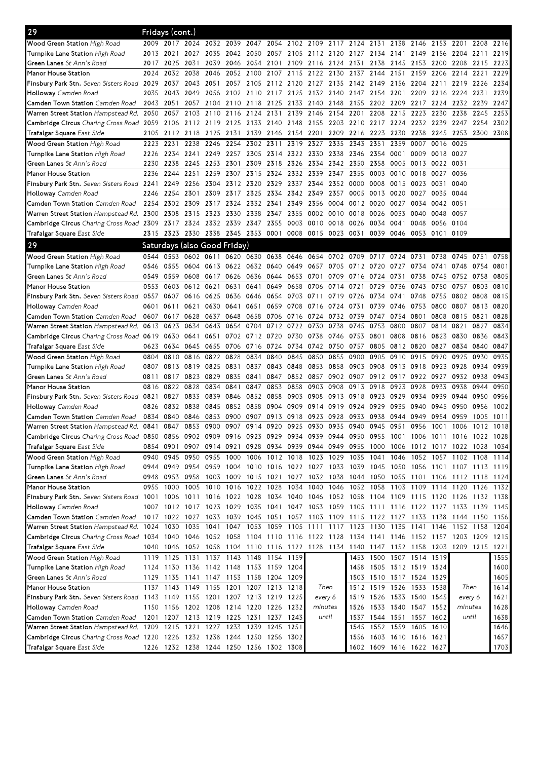## 29 Fridays (cont.)

| Stop | | | | | | | | | | | | | | | | | | |
|---|---|---|---|---|---|---|---|---|---|---|---|---|---|---|---|---|---|---|
| Wood Green Station *High Road* | 2009 | 2017 | 2024 | 2032 | 2039 | 2047 | 2054 | 2102 | 2109 | 2117 | 2124 | 2131 | 2138 | 2146 | 2153 | 2201 | 2208 | 2216 |
| Turnpike Lane Station *High Road* | 2013 | 2021 | 2027 | 2035 | 2042 | 2050 | 2057 | 2105 | 2112 | 2120 | 2127 | 2134 | 2141 | 2149 | 2156 | 2204 | 2211 | 2219 |
| Green Lanes *St Ann's Road* | 2017 | 2025 | 2031 | 2039 | 2046 | 2054 | 2101 | 2109 | 2116 | 2124 | 2131 | 2138 | 2145 | 2153 | 2200 | 2208 | 2215 | 2223 |
| Manor House Station | 2024 | 2032 | 2038 | 2046 | 2052 | 2100 | 2107 | 2115 | 2122 | 2130 | 2137 | 2144 | 2151 | 2159 | 2206 | 2214 | 2221 | 2229 |
| Finsbury Park Stn. *Seven Sisters Road* | 2029 | 2037 | 2043 | 2051 | 2057 | 2105 | 2112 | 2120 | 2127 | 2135 | 2142 | 2149 | 2156 | 2204 | 2211 | 2219 | 2226 | 2234 |
| Holloway *Camden Road* | 2035 | 2043 | 2049 | 2056 | 2102 | 2110 | 2117 | 2125 | 2132 | 2140 | 2147 | 2154 | 2201 | 2209 | 2216 | 2224 | 2231 | 2239 |
| Camden Town Station *Camden Road* | 2043 | 2051 | 2057 | 2104 | 2110 | 2118 | 2125 | 2133 | 2140 | 2148 | 2155 | 2202 | 2209 | 2217 | 2224 | 2232 | 2239 | 2247 |
| Warren Street Station *Hampstead Rd.* | 2050 | 2057 | 2103 | 2110 | 2116 | 2124 | 2131 | 2139 | 2146 | 2154 | 2201 | 2208 | 2215 | 2223 | 2230 | 2238 | 2245 | 2253 |
| Cambridge Circus *Charing Cross Road* | 2059 | 2106 | 2112 | 2119 | 2125 | 2133 | 2140 | 2148 | 2155 | 2203 | 2210 | 2217 | 2224 | 2232 | 2239 | 2247 | 2254 | 2302 |
| Trafalgar Square *East Side* | 2105 | 2112 | 2118 | 2125 | 2131 | 2139 | 2146 | 2154 | 2201 | 2209 | 2216 | 2223 | 2230 | 2238 | 2245 | 2253 | 2300 | 2308 |

| Stop | | | | | | | | | | | | | | | | |
|---|---|---|---|---|---|---|---|---|---|---|---|---|---|---|---|---|
| Wood Green Station *High Road* | 2223 | 2231 | 2238 | 2246 | 2254 | 2302 | 2311 | 2319 | 2327 | 2335 | 2343 | 2351 | 2359 | 0007 | 0016 | 0025 |
| Turnpike Lane Station *High Road* | 2226 | 2234 | 2241 | 2249 | 2257 | 2305 | 2314 | 2322 | 2330 | 2338 | 2346 | 2354 | 0001 | 0009 | 0018 | 0027 |
| Green Lanes *St Ann's Road* | 2230 | 2238 | 2245 | 2253 | 2301 | 2309 | 2318 | 2326 | 2334 | 2342 | 2350 | 2358 | 0005 | 0013 | 0022 | 0031 |
| Manor House Station | 2236 | 2244 | 2251 | 2259 | 2307 | 2315 | 2324 | 2332 | 2339 | 2347 | 2355 | 0003 | 0010 | 0018 | 0027 | 0036 |
| Finsbury Park Stn. *Seven Sisters Road* | 2241 | 2249 | 2256 | 2304 | 2312 | 2320 | 2329 | 2337 | 2344 | 2352 | 0000 | 0008 | 0015 | 0023 | 0031 | 0040 |
| Holloway *Camden Road* | 2246 | 2254 | 2301 | 2309 | 2317 | 2325 | 2334 | 2342 | 2349 | 2357 | 0005 | 0013 | 0020 | 0027 | 0035 | 0044 |
| Camden Town Station *Camden Road* | 2254 | 2302 | 2309 | 2317 | 2324 | 2332 | 2341 | 2349 | 2356 | 0004 | 0012 | 0020 | 0027 | 0034 | 0042 | 0051 |
| Warren Street Station *Hampstead Rd.* | 2300 | 2308 | 2315 | 2323 | 2330 | 2338 | 2347 | 2355 | 0002 | 0010 | 0018 | 0026 | 0033 | 0040 | 0048 | 0057 |
| Cambridge Circus *Charing Cross Road* | 2309 | 2317 | 2324 | 2332 | 2339 | 2347 | 2355 | 0003 | 0010 | 0018 | 0026 | 0034 | 0041 | 0048 | 0056 | 0104 |
| Trafalgar Square *East Side* | 2315 | 2323 | 2330 | 2338 | 2345 | 2353 | 0001 | 0008 | 0015 | 0023 | 0031 | 0039 | 0046 | 0053 | 0101 | 0109 |

## 29 Saturdays (also Good Friday)

| Stop | | | | | | | | | | | | | | | | | | |
|---|---|---|---|---|---|---|---|---|---|---|---|---|---|---|---|---|---|---|
| Wood Green Station *High Road* | 0544 | 0553 | 0602 | 0611 | 0620 | 0630 | 0638 | 0646 | 0654 | 0702 | 0709 | 0717 | 0724 | 0731 | 0738 | 0745 | 0751 | 0758 |
| Turnpike Lane Station *High Road* | 0546 | 0555 | 0604 | 0613 | 0622 | 0632 | 0640 | 0649 | 0657 | 0705 | 0712 | 0720 | 0727 | 0734 | 0741 | 0748 | 0754 | 0801 |
| Green Lanes *St Ann's Road* | 0549 | 0559 | 0608 | 0617 | 0626 | 0636 | 0644 | 0653 | 0701 | 0709 | 0716 | 0724 | 0731 | 0738 | 0745 | 0752 | 0758 | 0805 |
| Manor House Station | 0553 | 0603 | 0612 | 0621 | 0631 | 0641 | 0649 | 0658 | 0706 | 0714 | 0721 | 0729 | 0736 | 0743 | 0750 | 0757 | 0803 | 0810 |
| Finsbury Park Stn. *Seven Sisters Road* | 0557 | 0607 | 0616 | 0625 | 0636 | 0646 | 0654 | 0703 | 0711 | 0719 | 0726 | 0734 | 0741 | 0748 | 0755 | 0802 | 0808 | 0815 |
| Holloway *Camden Road* | 0601 | 0611 | 0621 | 0630 | 0641 | 0651 | 0659 | 0708 | 0716 | 0724 | 0731 | 0739 | 0746 | 0753 | 0800 | 0807 | 0813 | 0820 |
| Camden Town Station *Camden Road* | 0607 | 0617 | 0628 | 0637 | 0648 | 0658 | 0706 | 0716 | 0724 | 0732 | 0739 | 0747 | 0754 | 0801 | 0808 | 0815 | 0821 | 0828 |
| Warren Street Station *Hampstead Rd.* | 0613 | 0623 | 0634 | 0643 | 0654 | 0704 | 0712 | 0722 | 0730 | 0738 | 0745 | 0753 | 0800 | 0807 | 0814 | 0821 | 0827 | 0834 |
| Cambridge Circus *Charing Cross Road* | 0619 | 0630 | 0641 | 0651 | 0702 | 0712 | 0720 | 0730 | 0738 | 0746 | 0753 | 0801 | 0808 | 0816 | 0823 | 0830 | 0836 | 0843 |
| Trafalgar Square *East Side* | 0623 | 0634 | 0645 | 0655 | 0706 | 0716 | 0724 | 0734 | 0742 | 0750 | 0757 | 0805 | 0812 | 0820 | 0827 | 0834 | 0840 | 0847 |

| Stop | | | | | | | | | | | | | | | | | | |
|---|---|---|---|---|---|---|---|---|---|---|---|---|---|---|---|---|---|---|
| Wood Green Station *High Road* | 0804 | 0810 | 0816 | 0822 | 0828 | 0834 | 0840 | 0845 | 0850 | 0855 | 0900 | 0905 | 0910 | 0915 | 0920 | 0925 | 0930 | 0935 |
| Turnpike Lane Station *High Road* | 0807 | 0813 | 0819 | 0825 | 0831 | 0837 | 0843 | 0848 | 0853 | 0858 | 0903 | 0908 | 0913 | 0918 | 0923 | 0928 | 0934 | 0939 |
| Green Lanes *St Ann's Road* | 0811 | 0817 | 0823 | 0829 | 0835 | 0841 | 0847 | 0852 | 0857 | 0902 | 0907 | 0912 | 0917 | 0922 | 0927 | 0932 | 0938 | 0943 |
| Manor House Station | 0816 | 0822 | 0828 | 0834 | 0841 | 0847 | 0853 | 0858 | 0903 | 0908 | 0913 | 0918 | 0923 | 0928 | 0933 | 0938 | 0944 | 0950 |
| Finsbury Park Stn. *Seven Sisters Road* | 0821 | 0827 | 0833 | 0839 | 0846 | 0852 | 0858 | 0903 | 0908 | 0913 | 0918 | 0923 | 0929 | 0934 | 0939 | 0944 | 0950 | 0956 |
| Holloway *Camden Road* | 0826 | 0832 | 0838 | 0845 | 0852 | 0858 | 0904 | 0909 | 0914 | 0919 | 0924 | 0929 | 0935 | 0940 | 0945 | 0950 | 0956 | 1002 |
| Camden Town Station *Camden Road* | 0834 | 0840 | 0846 | 0853 | 0900 | 0907 | 0913 | 0918 | 0923 | 0928 | 0933 | 0938 | 0944 | 0949 | 0954 | 0959 | 1005 | 1011 |
| Warren Street Station *Hampstead Rd.* | 0841 | 0847 | 0853 | 0900 | 0907 | 0914 | 0920 | 0925 | 0930 | 0935 | 0940 | 0945 | 0951 | 0956 | 1001 | 1006 | 1012 | 1018 |
| Cambridge Circus *Charing Cross Road* | 0850 | 0856 | 0902 | 0909 | 0916 | 0923 | 0929 | 0934 | 0939 | 0944 | 0950 | 0955 | 1001 | 1006 | 1011 | 1016 | 1022 | 1028 |
| Trafalgar Square *East Side* | 0854 | 0901 | 0907 | 0914 | 0921 | 0928 | 0934 | 0939 | 0944 | 0949 | 0955 | 1000 | 1006 | 1012 | 1017 | 1022 | 1028 | 1034 |

| Stop | | | | | | | | | | | | | | | | | | |
|---|---|---|---|---|---|---|---|---|---|---|---|---|---|---|---|---|---|---|
| Wood Green Station *High Road* | 0940 | 0945 | 0950 | 0955 | 1000 | 1006 | 1012 | 1018 | 1023 | 1029 | 1035 | 1041 | 1046 | 1052 | 1057 | 1102 | 1108 | 1114 |
| Turnpike Lane Station *High Road* | 0944 | 0949 | 0954 | 0959 | 1004 | 1010 | 1016 | 1022 | 1027 | 1033 | 1039 | 1045 | 1050 | 1056 | 1101 | 1107 | 1113 | 1119 |
| Green Lanes *St Ann's Road* | 0948 | 0953 | 0958 | 1003 | 1009 | 1015 | 1021 | 1027 | 1032 | 1038 | 1044 | 1050 | 1055 | 1101 | 1106 | 1112 | 1118 | 1124 |
| Manor House Station | 0955 | 1000 | 1005 | 1010 | 1016 | 1022 | 1028 | 1034 | 1040 | 1046 | 1052 | 1058 | 1103 | 1109 | 1114 | 1120 | 1126 | 1132 |
| Finsbury Park Stn. *Seven Sisters Road* | 1001 | 1006 | 1011 | 1016 | 1022 | 1028 | 1034 | 1040 | 1046 | 1052 | 1058 | 1104 | 1109 | 1115 | 1120 | 1126 | 1132 | 1138 |
| Holloway *Camden Road* | 1007 | 1012 | 1017 | 1023 | 1029 | 1035 | 1041 | 1047 | 1053 | 1059 | 1105 | 1111 | 1116 | 1122 | 1127 | 1133 | 1139 | 1145 |
| Camden Town Station *Camden Road* | 1017 | 1022 | 1027 | 1033 | 1039 | 1045 | 1051 | 1057 | 1103 | 1109 | 1115 | 1122 | 1127 | 1133 | 1138 | 1144 | 1150 | 1156 |
| Warren Street Station *Hampstead Rd.* | 1024 | 1030 | 1035 | 1041 | 1047 | 1053 | 1059 | 1105 | 1111 | 1117 | 1123 | 1130 | 1135 | 1141 | 1146 | 1152 | 1158 | 1204 |
| Cambridge Circus *Charing Cross Road* | 1034 | 1040 | 1046 | 1052 | 1058 | 1104 | 1110 | 1116 | 1122 | 1128 | 1134 | 1141 | 1146 | 1152 | 1157 | 1203 | 1209 | 1215 |
| Trafalgar Square *East Side* | 1040 | 1046 | 1052 | 1058 | 1104 | 1110 | 1116 | 1122 | 1128 | 1134 | 1140 | 1147 | 1152 | 1158 | 1203 | 1209 | 1215 | 1221 |

| Stop | | | | | | | | | | | | | | | | |
|---|---|---|---|---|---|---|---|---|---|---|---|---|---|---|---|---|
| Wood Green Station *High Road* | 1119 | 1125 | 1131 | 1137 | 1143 | 1148 | 1154 | 1159 | Then | 1453 | 1500 | 1507 | 1514 | 1519 | Then | 1555 |
| Turnpike Lane Station *High Road* | 1124 | 1130 | 1136 | 1142 | 1148 | 1153 | 1159 | 1204 | every 6 | 1458 | 1505 | 1512 | 1519 | 1524 | every 6 | 1600 |
| Green Lanes *St Ann's Road* | 1129 | 1135 | 1141 | 1147 | 1153 | 1158 | 1204 | 1209 | minutes | 1503 | 1510 | 1517 | 1524 | 1529 | minutes | 1605 |
| Manor House Station | 1137 | 1143 | 1149 | 1155 | 1201 | 1207 | 1213 | 1218 | until | 1512 | 1519 | 1526 | 1533 | 1538 | until | 1614 |
| Finsbury Park Stn. *Seven Sisters Road* | 1143 | 1149 | 1155 | 1201 | 1207 | 1213 | 1219 | 1225 | | 1519 | 1526 | 1533 | 1540 | 1545 | | 1621 |
| Holloway *Camden Road* | 1150 | 1156 | 1202 | 1208 | 1214 | 1220 | 1226 | 1232 | | 1526 | 1533 | 1540 | 1547 | 1552 | | 1628 |
| Camden Town Station *Camden Road* | 1201 | 1207 | 1213 | 1219 | 1225 | 1231 | 1237 | 1243 | | 1537 | 1544 | 1551 | 1557 | 1602 | | 1638 |
| Warren Street Station *Hampstead Rd.* | 1209 | 1215 | 1221 | 1227 | 1233 | 1239 | 1245 | 1251 | | 1545 | 1552 | 1559 | 1605 | 1610 | | 1646 |
| Cambridge Circus *Charing Cross Road* | 1220 | 1226 | 1232 | 1238 | 1244 | 1250 | 1256 | 1302 | | 1556 | 1603 | 1610 | 1616 | 1621 | | 1657 |
| Trafalgar Square *East Side* | 1226 | 1232 | 1238 | 1244 | 1250 | 1256 | 1302 | 1308 | | 1602 | 1609 | 1616 | 1622 | 1627 | | 1703 |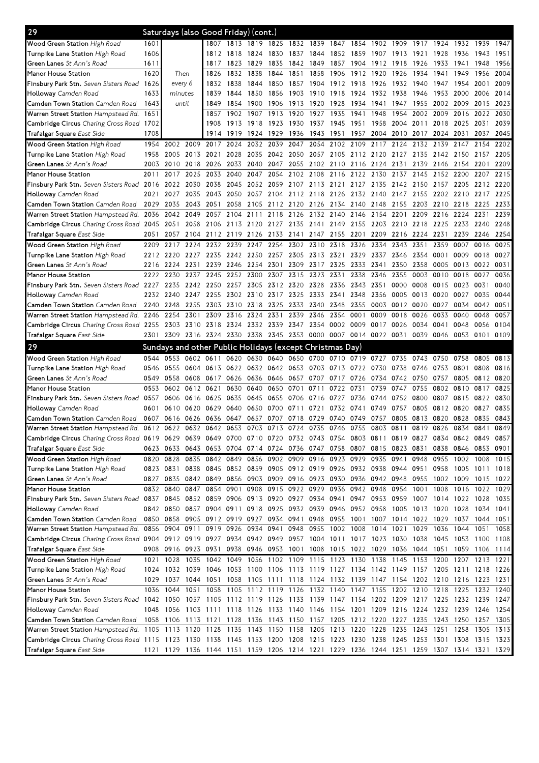## 29 Saturdays (also Good Friday) (cont.)

| Stop | | | | | | | | | | | | | | | | | |
|---|---|---|---|---|---|---|---|---|---|---|---|---|---|---|---|---|---|
| Wood Green Station *High Road* | 1601 | Then every 6 minutes until | | 1807 | 1813 | 1819 | 1825 | 1832 | 1839 | 1847 | 1854 | 1902 | 1909 | 1917 | 1924 | 1932 | 1939 | 1947 |
| Turnpike Lane Station *High Road* | 1606 | | | 1812 | 1818 | 1824 | 1830 | 1837 | 1844 | 1852 | 1859 | 1907 | 1913 | 1921 | 1928 | 1936 | 1943 | 1951 |
| Green Lanes *St Ann's Road* | 1611 | | | 1817 | 1823 | 1829 | 1835 | 1842 | 1849 | 1857 | 1904 | 1912 | 1918 | 1926 | 1933 | 1941 | 1948 | 1956 |
| Manor House Station | 1620 | | | 1826 | 1832 | 1838 | 1844 | 1851 | 1858 | 1906 | 1912 | 1920 | 1926 | 1934 | 1941 | 1949 | 1956 | 2004 |
| Finsbury Park Stn. *Seven Sisters Road* | 1626 | | | 1832 | 1838 | 1844 | 1850 | 1857 | 1904 | 1912 | 1918 | 1926 | 1932 | 1940 | 1947 | 1954 | 2001 | 2009 |
| Holloway *Camden Road* | 1633 | | | 1839 | 1844 | 1850 | 1856 | 1903 | 1910 | 1918 | 1924 | 1932 | 1938 | 1946 | 1953 | 2000 | 2006 | 2014 |
| Camden Town Station *Camden Road* | 1643 | | | 1849 | 1854 | 1900 | 1906 | 1913 | 1920 | 1928 | 1934 | 1941 | 1947 | 1955 | 2002 | 2009 | 2015 | 2023 |
| Warren Street Station *Hampstead Rd.* | 1651 | | | 1857 | 1902 | 1907 | 1913 | 1920 | 1927 | 1935 | 1941 | 1948 | 1954 | 2002 | 2009 | 2016 | 2022 | 2030 |
| Cambridge Circus *Charing Cross Road* | 1702 | | | 1908 | 1913 | 1918 | 1923 | 1930 | 1937 | 1945 | 1951 | 1958 | 2004 | 2011 | 2018 | 2025 | 2031 | 2039 |
| Trafalgar Square *East Side* | 1708 | | | 1914 | 1919 | 1924 | 1929 | 1936 | 1943 | 1951 | 1957 | 2004 | 2010 | 2017 | 2024 | 2031 | 2037 | 2045 |

| Stop | | | | | | | | | | | | | | | | | |
|---|---|---|---|---|---|---|---|---|---|---|---|---|---|---|---|---|---|
| Wood Green Station *High Road* | 1954 | 2002 | 2009 | 2017 | 2024 | 2032 | 2039 | 2047 | 2054 | 2102 | 2109 | 2117 | 2124 | 2132 | 2139 | 2147 | 2154 | 2202 |
| Turnpike Lane Station *High Road* | 1958 | 2005 | 2013 | 2021 | 2028 | 2035 | 2042 | 2050 | 2057 | 2105 | 2112 | 2120 | 2127 | 2135 | 2142 | 2150 | 2157 | 2205 |
| Green Lanes *St Ann's Road* | 2003 | 2010 | 2018 | 2026 | 2033 | 2040 | 2047 | 2055 | 2102 | 2110 | 2116 | 2124 | 2131 | 2139 | 2146 | 2154 | 2201 | 2209 |
| Manor House Station | 2011 | 2017 | 2025 | 2033 | 2040 | 2047 | 2054 | 2102 | 2108 | 2116 | 2122 | 2130 | 2137 | 2145 | 2152 | 2200 | 2207 | 2215 |
| Finsbury Park Stn. *Seven Sisters Road* | 2016 | 2022 | 2030 | 2038 | 2045 | 2052 | 2059 | 2107 | 2113 | 2121 | 2127 | 2135 | 2142 | 2150 | 2157 | 2205 | 2212 | 2220 |
| Holloway *Camden Road* | 2021 | 2027 | 2035 | 2043 | 2050 | 2057 | 2104 | 2112 | 2118 | 2126 | 2132 | 2140 | 2147 | 2155 | 2202 | 2210 | 2217 | 2225 |
| Camden Town Station *Camden Road* | 2029 | 2035 | 2043 | 2051 | 2058 | 2105 | 2112 | 2120 | 2126 | 2134 | 2140 | 2148 | 2155 | 2203 | 2210 | 2218 | 2225 | 2233 |
| Warren Street Station *Hampstead Rd.* | 2036 | 2042 | 2049 | 2057 | 2104 | 2111 | 2118 | 2126 | 2132 | 2140 | 2146 | 2154 | 2201 | 2209 | 2216 | 2224 | 2231 | 2239 |
| Cambridge Circus *Charing Cross Road* | 2045 | 2051 | 2058 | 2106 | 2113 | 2120 | 2127 | 2135 | 2141 | 2149 | 2155 | 2203 | 2210 | 2218 | 2225 | 2233 | 2240 | 2248 |
| Trafalgar Square *East Side* | 2051 | 2057 | 2104 | 2112 | 2119 | 2126 | 2133 | 2141 | 2147 | 2155 | 2201 | 2209 | 2216 | 2224 | 2231 | 2239 | 2246 | 2254 |

| Stop | | | | | | | | | | | | | | | | | |
|---|---|---|---|---|---|---|---|---|---|---|---|---|---|---|---|---|---|
| Wood Green Station *High Road* | 2209 | 2217 | 2224 | 2232 | 2239 | 2247 | 2254 | 2302 | 2310 | 2318 | 2326 | 2334 | 2343 | 2351 | 2359 | 0007 | 0016 | 0025 |
| Turnpike Lane Station *High Road* | 2212 | 2220 | 2227 | 2235 | 2242 | 2250 | 2257 | 2305 | 2313 | 2321 | 2329 | 2337 | 2346 | 2354 | 0001 | 0009 | 0018 | 0027 |
| Green Lanes *St Ann's Road* | 2216 | 2224 | 2231 | 2239 | 2246 | 2254 | 2301 | 2309 | 2317 | 2325 | 2333 | 2341 | 2350 | 2358 | 0005 | 0013 | 0022 | 0031 |
| Manor House Station | 2222 | 2230 | 2237 | 2245 | 2252 | 2300 | 2307 | 2315 | 2323 | 2331 | 2338 | 2346 | 2355 | 0003 | 0010 | 0018 | 0027 | 0036 |
| Finsbury Park Stn. *Seven Sisters Road* | 2227 | 2235 | 2242 | 2250 | 2257 | 2305 | 2312 | 2320 | 2328 | 2336 | 2343 | 2351 | 0000 | 0008 | 0015 | 0023 | 0031 | 0040 |
| Holloway *Camden Road* | 2232 | 2240 | 2247 | 2255 | 2302 | 2310 | 2317 | 2325 | 2333 | 2341 | 2348 | 2356 | 0005 | 0013 | 0020 | 0027 | 0035 | 0044 |
| Camden Town Station *Camden Road* | 2240 | 2248 | 2255 | 2303 | 2310 | 2318 | 2325 | 2333 | 2340 | 2348 | 2355 | 0003 | 0012 | 0020 | 0027 | 0034 | 0042 | 0051 |
| Warren Street Station *Hampstead Rd.* | 2246 | 2254 | 2301 | 2309 | 2316 | 2324 | 2331 | 2339 | 2346 | 2354 | 0001 | 0009 | 0018 | 0026 | 0033 | 0040 | 0048 | 0057 |
| Cambridge Circus *Charing Cross Road* | 2255 | 2303 | 2310 | 2318 | 2324 | 2332 | 2339 | 2347 | 2354 | 0002 | 0009 | 0017 | 0026 | 0034 | 0041 | 0048 | 0056 | 0104 |
| Trafalgar Square *East Side* | 2301 | 2309 | 2316 | 2324 | 2330 | 2338 | 2345 | 2353 | 0000 | 0007 | 0014 | 0022 | 0031 | 0039 | 0046 | 0053 | 0101 | 0109 |

## 29 Sundays and other Public Holidays (except Christmas Day)

| Stop | | | | | | | | | | | | | | | | | |
|---|---|---|---|---|---|---|---|---|---|---|---|---|---|---|---|---|---|
| Wood Green Station *High Road* | 0544 | 0553 | 0602 | 0611 | 0620 | 0630 | 0640 | 0650 | 0700 | 0710 | 0719 | 0727 | 0735 | 0743 | 0750 | 0758 | 0805 | 0813 |
| Turnpike Lane Station *High Road* | 0546 | 0555 | 0604 | 0613 | 0622 | 0632 | 0642 | 0653 | 0703 | 0713 | 0722 | 0730 | 0738 | 0746 | 0753 | 0801 | 0808 | 0816 |
| Green Lanes *St Ann's Road* | 0549 | 0558 | 0608 | 0617 | 0626 | 0636 | 0646 | 0657 | 0707 | 0717 | 0726 | 0734 | 0742 | 0750 | 0757 | 0805 | 0812 | 0820 |
| Manor House Station | 0553 | 0602 | 0612 | 0621 | 0630 | 0640 | 0650 | 0701 | 0711 | 0722 | 0731 | 0739 | 0747 | 0755 | 0802 | 0810 | 0817 | 0825 |
| Finsbury Park Stn. *Seven Sisters Road* | 0557 | 0606 | 0616 | 0625 | 0635 | 0645 | 0655 | 0706 | 0716 | 0727 | 0736 | 0744 | 0752 | 0800 | 0807 | 0815 | 0822 | 0830 |
| Holloway *Camden Road* | 0601 | 0610 | 0620 | 0629 | 0640 | 0650 | 0700 | 0711 | 0721 | 0732 | 0741 | 0749 | 0757 | 0805 | 0812 | 0820 | 0827 | 0835 |
| Camden Town Station *Camden Road* | 0607 | 0616 | 0626 | 0636 | 0647 | 0657 | 0707 | 0718 | 0729 | 0740 | 0749 | 0757 | 0805 | 0813 | 0820 | 0828 | 0835 | 0843 |
| Warren Street Station *Hampstead Rd.* | 0612 | 0622 | 0632 | 0642 | 0653 | 0703 | 0713 | 0724 | 0735 | 0746 | 0755 | 0803 | 0811 | 0819 | 0826 | 0834 | 0841 | 0849 |
| Cambridge Circus *Charing Cross Road* | 0619 | 0629 | 0639 | 0649 | 0700 | 0710 | 0720 | 0732 | 0743 | 0754 | 0803 | 0811 | 0819 | 0827 | 0834 | 0842 | 0849 | 0857 |
| Trafalgar Square *East Side* | 0623 | 0633 | 0643 | 0653 | 0704 | 0714 | 0724 | 0736 | 0747 | 0758 | 0807 | 0815 | 0823 | 0831 | 0838 | 0846 | 0853 | 0901 |

| Stop | | | | | | | | | | | | | | | | | |
|---|---|---|---|---|---|---|---|---|---|---|---|---|---|---|---|---|---|
| Wood Green Station *High Road* | 0820 | 0828 | 0835 | 0842 | 0849 | 0856 | 0902 | 0909 | 0916 | 0923 | 0929 | 0935 | 0941 | 0948 | 0955 | 1002 | 1008 | 1015 |
| Turnpike Lane Station *High Road* | 0823 | 0831 | 0838 | 0845 | 0852 | 0859 | 0905 | 0912 | 0919 | 0926 | 0932 | 0938 | 0944 | 0951 | 0958 | 1005 | 1011 | 1018 |
| Green Lanes *St Ann's Road* | 0827 | 0835 | 0842 | 0849 | 0856 | 0903 | 0909 | 0916 | 0923 | 0930 | 0936 | 0942 | 0948 | 0955 | 1002 | 1009 | 1015 | 1022 |
| Manor House Station | 0832 | 0840 | 0847 | 0854 | 0901 | 0908 | 0915 | 0922 | 0929 | 0936 | 0942 | 0948 | 0954 | 1001 | 1008 | 1016 | 1022 | 1029 |
| Finsbury Park Stn. *Seven Sisters Road* | 0837 | 0845 | 0852 | 0859 | 0906 | 0913 | 0920 | 0927 | 0934 | 0941 | 0947 | 0953 | 0959 | 1007 | 1014 | 1022 | 1028 | 1035 |
| Holloway *Camden Road* | 0842 | 0850 | 0857 | 0904 | 0911 | 0918 | 0925 | 0932 | 0939 | 0946 | 0952 | 0958 | 1005 | 1013 | 1020 | 1028 | 1034 | 1041 |
| Camden Town Station *Camden Road* | 0850 | 0858 | 0905 | 0912 | 0919 | 0927 | 0934 | 0941 | 0948 | 0955 | 1001 | 1007 | 1014 | 1022 | 1029 | 1037 | 1044 | 1051 |
| Warren Street Station *Hampstead Rd.* | 0856 | 0904 | 0911 | 0919 | 0926 | 0934 | 0941 | 0948 | 0955 | 1002 | 1008 | 1014 | 1021 | 1029 | 1036 | 1044 | 1051 | 1058 |
| Cambridge Circus *Charing Cross Road* | 0904 | 0912 | 0919 | 0927 | 0934 | 0942 | 0949 | 0957 | 1004 | 1011 | 1017 | 1023 | 1030 | 1038 | 1045 | 1053 | 1100 | 1108 |
| Trafalgar Square *East Side* | 0908 | 0916 | 0923 | 0931 | 0938 | 0946 | 0953 | 1001 | 1008 | 1015 | 1022 | 1029 | 1036 | 1044 | 1051 | 1059 | 1106 | 1114 |

| Stop | | | | | | | | | | | | | | | | | |
|---|---|---|---|---|---|---|---|---|---|---|---|---|---|---|---|---|---|
| Wood Green Station *High Road* | 1021 | 1028 | 1035 | 1042 | 1049 | 1056 | 1102 | 1109 | 1115 | 1123 | 1130 | 1138 | 1145 | 1153 | 1200 | 1207 | 1213 | 1221 |
| Turnpike Lane Station *High Road* | 1024 | 1032 | 1039 | 1046 | 1053 | 1100 | 1106 | 1113 | 1119 | 1127 | 1134 | 1142 | 1149 | 1157 | 1205 | 1211 | 1218 | 1226 |
| Green Lanes *St Ann's Road* | 1029 | 1037 | 1044 | 1051 | 1058 | 1105 | 1111 | 1118 | 1124 | 1132 | 1139 | 1147 | 1154 | 1202 | 1210 | 1216 | 1223 | 1231 |
| Manor House Station | 1036 | 1044 | 1051 | 1058 | 1105 | 1112 | 1119 | 1126 | 1132 | 1140 | 1147 | 1155 | 1202 | 1210 | 1218 | 1225 | 1232 | 1240 |
| Finsbury Park Stn. *Seven Sisters Road* | 1042 | 1050 | 1057 | 1105 | 1112 | 1119 | 1126 | 1133 | 1139 | 1147 | 1154 | 1202 | 1209 | 1217 | 1225 | 1232 | 1239 | 1247 |
| Holloway *Camden Road* | 1048 | 1056 | 1103 | 1111 | 1118 | 1126 | 1133 | 1140 | 1146 | 1154 | 1201 | 1209 | 1216 | 1224 | 1232 | 1239 | 1246 | 1254 |
| Camden Town Station *Camden Road* | 1058 | 1106 | 1113 | 1121 | 1128 | 1136 | 1143 | 1150 | 1157 | 1205 | 1212 | 1220 | 1227 | 1235 | 1243 | 1250 | 1257 | 1305 |
| Warren Street Station *Hampstead Rd.* | 1105 | 1113 | 1120 | 1128 | 1135 | 1143 | 1150 | 1158 | 1205 | 1213 | 1220 | 1228 | 1235 | 1243 | 1251 | 1258 | 1305 | 1313 |
| Cambridge Circus *Charing Cross Road* | 1115 | 1123 | 1130 | 1138 | 1145 | 1153 | 1200 | 1208 | 1215 | 1223 | 1230 | 1238 | 1245 | 1253 | 1301 | 1308 | 1315 | 1323 |
| Trafalgar Square *East Side* | 1121 | 1129 | 1136 | 1144 | 1151 | 1159 | 1206 | 1214 | 1221 | 1229 | 1236 | 1244 | 1251 | 1259 | 1307 | 1314 | 1321 | 1329 |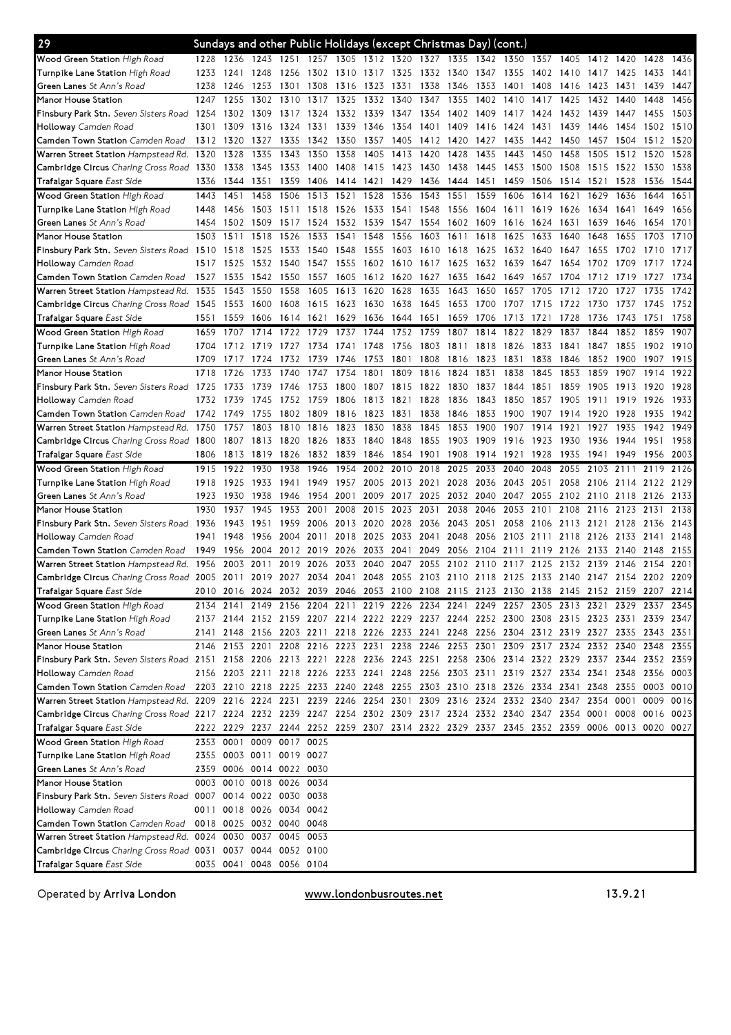## 29 Sundays and other Public Holidays (except Christmas Day) (cont.)

| Stop | | | | | | | | | | | | | | | | | | |
|---|---|---|---|---|---|---|---|---|---|---|---|---|---|---|---|---|---|---|
| Wood Green Station *High Road* | 1228 | 1236 | 1243 | 1251 | 1257 | 1305 | 1312 | 1320 | 1327 | 1335 | 1342 | 1350 | 1357 | 1405 | 1412 | 1420 | 1428 | 1436 |
| Turnpike Lane Station *High Road* | 1233 | 1241 | 1248 | 1256 | 1302 | 1310 | 1317 | 1325 | 1332 | 1340 | 1347 | 1355 | 1402 | 1410 | 1417 | 1425 | 1433 | 1441 |
| Green Lanes *St Ann's Road* | 1238 | 1246 | 1253 | 1301 | 1308 | 1316 | 1323 | 1331 | 1338 | 1346 | 1353 | 1401 | 1408 | 1416 | 1423 | 1431 | 1439 | 1447 |
| Manor House Station | 1247 | 1255 | 1302 | 1310 | 1317 | 1325 | 1332 | 1340 | 1347 | 1355 | 1402 | 1410 | 1417 | 1425 | 1432 | 1440 | 1448 | 1456 |
| Finsbury Park Stn. *Seven Sisters Road* | 1254 | 1302 | 1309 | 1317 | 1324 | 1332 | 1339 | 1347 | 1354 | 1402 | 1409 | 1417 | 1424 | 1432 | 1439 | 1447 | 1455 | 1503 |
| Holloway *Camden Road* | 1301 | 1309 | 1316 | 1324 | 1331 | 1339 | 1346 | 1354 | 1401 | 1409 | 1416 | 1424 | 1431 | 1439 | 1446 | 1454 | 1502 | 1510 |
| Camden Town Station *Camden Road* | 1312 | 1320 | 1327 | 1335 | 1342 | 1350 | 1357 | 1405 | 1412 | 1420 | 1427 | 1435 | 1442 | 1450 | 1457 | 1504 | 1512 | 1520 |
| Warren Street Station *Hampstead Rd.* | 1320 | 1328 | 1335 | 1343 | 1350 | 1358 | 1405 | 1413 | 1420 | 1428 | 1435 | 1443 | 1450 | 1458 | 1505 | 1512 | 1520 | 1528 |
| Cambridge Circus *Charing Cross Road* | 1330 | 1338 | 1345 | 1353 | 1400 | 1408 | 1415 | 1423 | 1430 | 1438 | 1445 | 1453 | 1500 | 1508 | 1515 | 1522 | 1530 | 1538 |
| Trafalgar Square *East Side* | 1336 | 1344 | 1351 | 1359 | 1406 | 1414 | 1421 | 1429 | 1436 | 1444 | 1451 | 1459 | 1506 | 1514 | 1521 | 1528 | 1536 | 1544 |
| Wood Green Station *High Road* | 1443 | 1451 | 1458 | 1506 | 1513 | 1521 | 1528 | 1536 | 1543 | 1551 | 1559 | 1606 | 1614 | 1621 | 1629 | 1636 | 1644 | 1651 |
| Turnpike Lane Station *High Road* | 1448 | 1456 | 1503 | 1511 | 1518 | 1526 | 1533 | 1541 | 1548 | 1556 | 1604 | 1611 | 1619 | 1626 | 1634 | 1641 | 1649 | 1656 |
| Green Lanes *St Ann's Road* | 1454 | 1502 | 1509 | 1517 | 1524 | 1532 | 1539 | 1547 | 1554 | 1602 | 1609 | 1616 | 1624 | 1631 | 1639 | 1646 | 1654 | 1701 |
| Manor House Station | 1503 | 1511 | 1518 | 1526 | 1533 | 1541 | 1548 | 1556 | 1603 | 1611 | 1618 | 1625 | 1633 | 1640 | 1648 | 1655 | 1703 | 1710 |
| Finsbury Park Stn. *Seven Sisters Road* | 1510 | 1518 | 1525 | 1533 | 1540 | 1548 | 1555 | 1603 | 1610 | 1618 | 1625 | 1632 | 1640 | 1647 | 1655 | 1702 | 1710 | 1717 |
| Holloway *Camden Road* | 1517 | 1525 | 1532 | 1540 | 1547 | 1555 | 1602 | 1610 | 1617 | 1625 | 1632 | 1639 | 1647 | 1654 | 1702 | 1709 | 1717 | 1724 |
| Camden Town Station *Camden Road* | 1527 | 1535 | 1542 | 1550 | 1557 | 1605 | 1612 | 1620 | 1627 | 1635 | 1642 | 1649 | 1657 | 1704 | 1712 | 1719 | 1727 | 1734 |
| Warren Street Station *Hampstead Rd.* | 1535 | 1543 | 1550 | 1558 | 1605 | 1613 | 1620 | 1628 | 1635 | 1643 | 1650 | 1657 | 1705 | 1712 | 1720 | 1727 | 1735 | 1742 |
| Cambridge Circus *Charing Cross Road* | 1545 | 1553 | 1600 | 1608 | 1615 | 1623 | 1630 | 1638 | 1645 | 1653 | 1700 | 1707 | 1715 | 1722 | 1730 | 1737 | 1745 | 1752 |
| Trafalgar Square *East Side* | 1551 | 1559 | 1606 | 1614 | 1621 | 1629 | 1636 | 1644 | 1651 | 1659 | 1706 | 1713 | 1721 | 1728 | 1736 | 1743 | 1751 | 1758 |
| Wood Green Station *High Road* | 1659 | 1707 | 1714 | 1722 | 1729 | 1737 | 1744 | 1752 | 1759 | 1807 | 1814 | 1822 | 1829 | 1837 | 1844 | 1852 | 1859 | 1907 |
| Turnpike Lane Station *High Road* | 1704 | 1712 | 1719 | 1727 | 1734 | 1741 | 1748 | 1756 | 1803 | 1811 | 1818 | 1826 | 1833 | 1841 | 1847 | 1855 | 1902 | 1910 |
| Green Lanes *St Ann's Road* | 1709 | 1717 | 1724 | 1732 | 1739 | 1746 | 1753 | 1801 | 1808 | 1816 | 1823 | 1831 | 1838 | 1846 | 1852 | 1900 | 1907 | 1915 |
| Manor House Station | 1718 | 1726 | 1733 | 1740 | 1747 | 1754 | 1801 | 1809 | 1816 | 1824 | 1831 | 1838 | 1845 | 1853 | 1859 | 1907 | 1914 | 1922 |
| Finsbury Park Stn. *Seven Sisters Road* | 1725 | 1733 | 1739 | 1746 | 1753 | 1800 | 1807 | 1815 | 1822 | 1830 | 1837 | 1844 | 1851 | 1859 | 1905 | 1913 | 1920 | 1928 |
| Holloway *Camden Road* | 1732 | 1739 | 1745 | 1752 | 1759 | 1806 | 1813 | 1821 | 1828 | 1836 | 1843 | 1850 | 1857 | 1905 | 1911 | 1919 | 1926 | 1933 |
| Camden Town Station *Camden Road* | 1742 | 1749 | 1755 | 1802 | 1809 | 1816 | 1823 | 1831 | 1838 | 1846 | 1853 | 1900 | 1907 | 1914 | 1920 | 1928 | 1935 | 1942 |
| Warren Street Station *Hampstead Rd.* | 1750 | 1757 | 1803 | 1810 | 1816 | 1823 | 1830 | 1838 | 1845 | 1853 | 1900 | 1907 | 1914 | 1921 | 1927 | 1935 | 1942 | 1949 |
| Cambridge Circus *Charing Cross Road* | 1800 | 1807 | 1813 | 1820 | 1826 | 1833 | 1840 | 1848 | 1855 | 1903 | 1909 | 1916 | 1923 | 1930 | 1936 | 1944 | 1951 | 1958 |
| Trafalgar Square *East Side* | 1806 | 1813 | 1819 | 1826 | 1832 | 1839 | 1846 | 1854 | 1901 | 1908 | 1914 | 1921 | 1928 | 1935 | 1941 | 1949 | 1956 | 2003 |
| Wood Green Station *High Road* | 1915 | 1922 | 1930 | 1938 | 1946 | 1954 | 2002 | 2010 | 2018 | 2025 | 2033 | 2040 | 2048 | 2055 | 2103 | 2111 | 2119 | 2126 |
| Turnpike Lane Station *High Road* | 1918 | 1925 | 1933 | 1941 | 1949 | 1957 | 2005 | 2013 | 2021 | 2028 | 2036 | 2043 | 2051 | 2058 | 2106 | 2114 | 2122 | 2129 |
| Green Lanes *St Ann's Road* | 1923 | 1930 | 1938 | 1946 | 1954 | 2001 | 2009 | 2017 | 2025 | 2032 | 2040 | 2047 | 2055 | 2102 | 2110 | 2118 | 2126 | 2133 |
| Manor House Station | 1930 | 1937 | 1945 | 1953 | 2001 | 2008 | 2015 | 2023 | 2031 | 2038 | 2046 | 2053 | 2101 | 2108 | 2116 | 2123 | 2131 | 2138 |
| Finsbury Park Stn. *Seven Sisters Road* | 1936 | 1943 | 1951 | 1959 | 2006 | 2013 | 2020 | 2028 | 2036 | 2043 | 2051 | 2058 | 2106 | 2113 | 2121 | 2128 | 2136 | 2143 |
| Holloway *Camden Road* | 1941 | 1948 | 1956 | 2004 | 2011 | 2018 | 2025 | 2033 | 2041 | 2048 | 2056 | 2103 | 2111 | 2118 | 2126 | 2133 | 2141 | 2148 |
| Camden Town Station *Camden Road* | 1949 | 1956 | 2004 | 2012 | 2019 | 2026 | 2033 | 2041 | 2049 | 2056 | 2104 | 2111 | 2119 | 2126 | 2133 | 2140 | 2148 | 2155 |
| Warren Street Station *Hampstead Rd.* | 1956 | 2003 | 2011 | 2019 | 2026 | 2033 | 2040 | 2047 | 2055 | 2102 | 2110 | 2117 | 2125 | 2132 | 2139 | 2146 | 2154 | 2201 |
| Cambridge Circus *Charing Cross Road* | 2005 | 2011 | 2019 | 2027 | 2034 | 2041 | 2048 | 2055 | 2103 | 2110 | 2118 | 2125 | 2133 | 2140 | 2147 | 2154 | 2202 | 2209 |
| Trafalgar Square *East Side* | 2010 | 2016 | 2024 | 2032 | 2039 | 2046 | 2053 | 2100 | 2108 | 2115 | 2123 | 2130 | 2138 | 2145 | 2152 | 2159 | 2207 | 2214 |
| Wood Green Station *High Road* | 2134 | 2141 | 2149 | 2156 | 2204 | 2211 | 2219 | 2226 | 2234 | 2241 | 2249 | 2257 | 2305 | 2313 | 2321 | 2329 | 2337 | 2345 |
| Turnpike Lane Station *High Road* | 2137 | 2144 | 2152 | 2159 | 2207 | 2214 | 2222 | 2229 | 2237 | 2244 | 2252 | 2300 | 2308 | 2315 | 2323 | 2331 | 2339 | 2347 |
| Green Lanes *St Ann's Road* | 2141 | 2148 | 2156 | 2203 | 2211 | 2218 | 2226 | 2233 | 2241 | 2248 | 2256 | 2304 | 2312 | 2319 | 2327 | 2335 | 2343 | 2351 |
| Manor House Station | 2146 | 2153 | 2201 | 2208 | 2216 | 2223 | 2231 | 2238 | 2246 | 2253 | 2301 | 2309 | 2317 | 2324 | 2332 | 2340 | 2348 | 2355 |
| Finsbury Park Stn. *Seven Sisters Road* | 2151 | 2158 | 2206 | 2213 | 2221 | 2228 | 2236 | 2243 | 2251 | 2258 | 2306 | 2314 | 2322 | 2329 | 2337 | 2344 | 2352 | 2359 |
| Holloway *Camden Road* | 2156 | 2203 | 2211 | 2218 | 2226 | 2233 | 2241 | 2248 | 2256 | 2303 | 2311 | 2319 | 2327 | 2334 | 2341 | 2348 | 2356 | 0003 |
| Camden Town Station *Camden Road* | 2203 | 2210 | 2218 | 2225 | 2233 | 2240 | 2248 | 2255 | 2303 | 2310 | 2318 | 2326 | 2334 | 2341 | 2348 | 2355 | 0003 | 0010 |
| Warren Street Station *Hampstead Rd.* | 2209 | 2216 | 2224 | 2231 | 2239 | 2246 | 2254 | 2301 | 2309 | 2316 | 2324 | 2332 | 2340 | 2347 | 2354 | 0001 | 0009 | 0016 |
| Cambridge Circus *Charing Cross Road* | 2217 | 2224 | 2232 | 2239 | 2247 | 2254 | 2302 | 2309 | 2317 | 2324 | 2332 | 2340 | 2347 | 2354 | 0001 | 0008 | 0016 | 0023 |
| Trafalgar Square *East Side* | 2222 | 2229 | 2237 | 2244 | 2252 | 2259 | 2307 | 2314 | 2322 | 2329 | 2337 | 2345 | 2352 | 2359 | 0006 | 0013 | 0020 | 0027 |
| Wood Green Station *High Road* | 2353 | 0001 | 0009 | 0017 | 0025 | | | | | | | | | | | | | |
| Turnpike Lane Station *High Road* | 2355 | 0003 | 0011 | 0019 | 0027 | | | | | | | | | | | | | |
| Green Lanes *St Ann's Road* | 2359 | 0006 | 0014 | 0022 | 0030 | | | | | | | | | | | | | |
| Manor House Station | 0003 | 0010 | 0018 | 0026 | 0034 | | | | | | | | | | | | | |
| Finsbury Park Stn. *Seven Sisters Road* | 0007 | 0014 | 0022 | 0030 | 0038 | | | | | | | | | | | | | |
| Holloway *Camden Road* | 0011 | 0018 | 0026 | 0034 | 0042 | | | | | | | | | | | | | |
| Camden Town Station *Camden Road* | 0018 | 0025 | 0032 | 0040 | 0048 | | | | | | | | | | | | | |
| Warren Street Station *Hampstead Rd.* | 0024 | 0030 | 0037 | 0045 | 0053 | | | | | | | | | | | | | |
| Cambridge Circus *Charing Cross Road* | 0031 | 0037 | 0044 | 0052 | 0100 | | | | | | | | | | | | | |
| Trafalgar Square *East Side* | 0035 | 0041 | 0048 | 0056 | 0104 | | | | | | | | | | | | | |

Operated by **Arriva London** www.londonbusroutes.net 13.9.21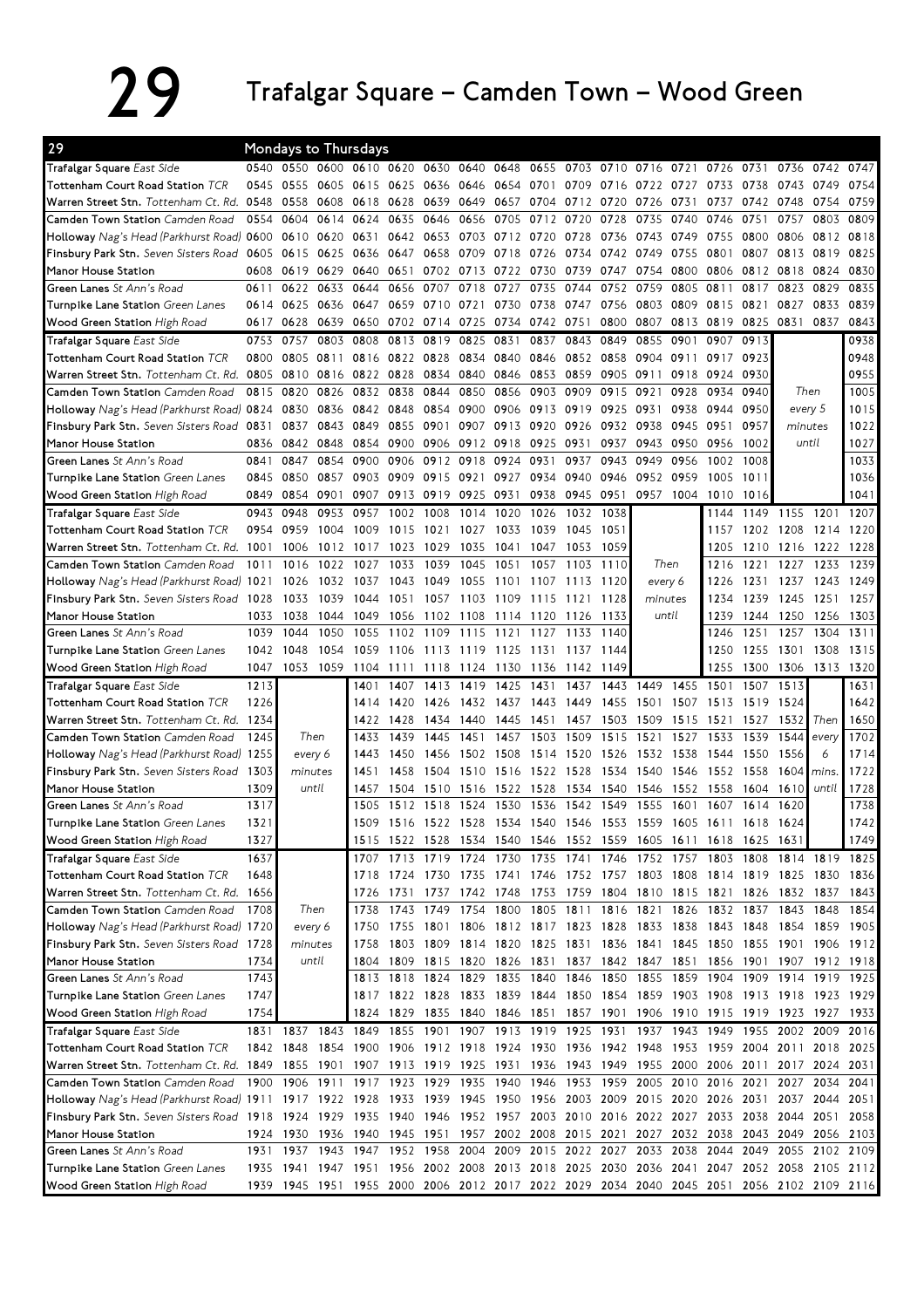# 29 Trafalgar Square – Camden Town – Wood Green

**Mondays to Thursdays**

| 29 | | | | | | | | | | | | | | | | | | |
|---|---|---|---|---|---|---|---|---|---|---|---|---|---|---|---|---|---|---|
| **Trafalgar Square** *East Side* | 0540 | 0550 | 0600 | 0610 | 0620 | 0630 | 0640 | 0648 | 0655 | 0703 | 0710 | 0716 | 0721 | 0726 | 0731 | 0736 | 0742 | 0747 |
| **Tottenham Court Road Station** *TCR* | 0545 | 0555 | 0605 | 0615 | 0625 | 0636 | 0646 | 0654 | 0701 | 0709 | 0716 | 0722 | 0727 | 0733 | 0738 | 0743 | 0749 | 0754 |
| **Warren Street Stn.** *Tottenham Ct. Rd.* | 0548 | 0558 | 0608 | 0618 | 0628 | 0639 | 0649 | 0657 | 0704 | 0712 | 0720 | 0726 | 0731 | 0737 | 0742 | 0748 | 0754 | 0759 |
| **Camden Town Station** *Camden Road* | 0554 | 0604 | 0614 | 0624 | 0635 | 0646 | 0656 | 0705 | 0712 | 0720 | 0728 | 0735 | 0740 | 0746 | 0751 | 0757 | 0803 | 0809 |
| **Holloway** *Nag's Head (Parkhurst Road)* | 0600 | 0610 | 0620 | 0631 | 0642 | 0653 | 0703 | 0712 | 0720 | 0728 | 0736 | 0743 | 0749 | 0755 | 0800 | 0806 | 0812 | 0818 |
| **Finsbury Park Stn.** *Seven Sisters Road* | 0605 | 0615 | 0625 | 0636 | 0647 | 0658 | 0709 | 0718 | 0726 | 0734 | 0742 | 0749 | 0755 | 0801 | 0807 | 0813 | 0819 | 0825 |
| **Manor House Station** | 0608 | 0619 | 0629 | 0640 | 0651 | 0702 | 0713 | 0722 | 0730 | 0739 | 0747 | 0754 | 0800 | 0806 | 0812 | 0818 | 0824 | 0830 |
| **Green Lanes** *St Ann's Road* | 0611 | 0622 | 0633 | 0644 | 0656 | 0707 | 0718 | 0727 | 0735 | 0744 | 0752 | 0759 | 0805 | 0811 | 0817 | 0823 | 0829 | 0835 |
| **Turnpike Lane Station** *Green Lanes* | 0614 | 0625 | 0636 | 0647 | 0659 | 0710 | 0721 | 0730 | 0738 | 0747 | 0756 | 0803 | 0809 | 0815 | 0821 | 0827 | 0833 | 0839 |
| **Wood Green Station** *High Road* | 0617 | 0628 | 0639 | 0650 | 0702 | 0714 | 0725 | 0734 | 0742 | 0751 | 0800 | 0807 | 0813 | 0819 | 0825 | 0831 | 0837 | 0843 |
| **Trafalgar Square** *East Side* | 0753 | 0757 | 0803 | 0808 | 0813 | 0819 | 0825 | 0831 | 0837 | 0843 | 0849 | 0855 | 0901 | 0907 | 0913 | | | 0938 |
| **Tottenham Court Road Station** *TCR* | 0800 | 0805 | 0811 | 0816 | 0822 | 0828 | 0834 | 0840 | 0846 | 0852 | 0858 | 0904 | 0911 | 0917 | 0923 | | | 0948 |
| **Warren Street Stn.** *Tottenham Ct. Rd.* | 0805 | 0810 | 0816 | 0822 | 0828 | 0834 | 0840 | 0846 | 0853 | 0859 | 0905 | 0911 | 0918 | 0924 | 0930 | | | 0955 |
| **Camden Town Station** *Camden Road* | 0815 | 0820 | 0826 | 0832 | 0838 | 0844 | 0850 | 0856 | 0903 | 0909 | 0915 | 0921 | 0928 | 0934 | 0940 | Then | | 1005 |
| **Holloway** *Nag's Head (Parkhurst Road)* | 0824 | 0830 | 0836 | 0842 | 0848 | 0854 | 0900 | 0906 | 0913 | 0919 | 0925 | 0931 | 0938 | 0944 | 0950 | every 5 | | 1015 |
| **Finsbury Park Stn.** *Seven Sisters Road* | 0831 | 0837 | 0843 | 0849 | 0855 | 0901 | 0907 | 0913 | 0920 | 0926 | 0932 | 0938 | 0945 | 0951 | 0957 | minutes | | 1022 |
| **Manor House Station** | 0836 | 0842 | 0848 | 0854 | 0900 | 0906 | 0912 | 0918 | 0925 | 0931 | 0937 | 0943 | 0950 | 0956 | 1002 | until | | 1027 |
| **Green Lanes** *St Ann's Road* | 0841 | 0847 | 0854 | 0900 | 0906 | 0912 | 0918 | 0924 | 0931 | 0937 | 0943 | 0949 | 0956 | 1002 | 1008 | | | 1033 |
| **Turnpike Lane Station** *Green Lanes* | 0845 | 0850 | 0857 | 0903 | 0909 | 0915 | 0921 | 0927 | 0934 | 0940 | 0946 | 0952 | 0959 | 1005 | 1011 | | | 1036 |
| **Wood Green Station** *High Road* | 0849 | 0854 | 0901 | 0907 | 0913 | 0919 | 0925 | 0931 | 0938 | 0945 | 0951 | 0957 | 1004 | 1010 | 1016 | | | 1041 |
| **Trafalgar Square** *East Side* | 0943 | 0948 | 0953 | 0957 | 1002 | 1008 | 1014 | 1020 | 1026 | 1032 | 1038 | | | 1144 | 1149 | 1155 | 1201 | 1207 |
| **Tottenham Court Road Station** *TCR* | 0954 | 0959 | 1004 | 1009 | 1015 | 1021 | 1027 | 1033 | 1039 | 1045 | 1051 | | | 1157 | 1202 | 1208 | 1214 | 1220 |
| **Warren Street Stn.** *Tottenham Ct. Rd.* | 1001 | 1006 | 1012 | 1017 | 1023 | 1029 | 1035 | 1041 | 1047 | 1053 | 1059 | | | 1205 | 1210 | 1216 | 1222 | 1228 |
| **Camden Town Station** *Camden Road* | 1011 | 1016 | 1022 | 1027 | 1033 | 1039 | 1045 | 1051 | 1057 | 1103 | 1110 | Then | | 1216 | 1221 | 1227 | 1233 | 1239 |
| **Holloway** *Nag's Head (Parkhurst Road)* | 1021 | 1026 | 1032 | 1037 | 1043 | 1049 | 1055 | 1101 | 1107 | 1113 | 1120 | every 6 | | 1226 | 1231 | 1237 | 1243 | 1249 |
| **Finsbury Park Stn.** *Seven Sisters Road* | 1028 | 1033 | 1039 | 1044 | 1051 | 1057 | 1103 | 1109 | 1115 | 1121 | 1128 | minutes | | 1234 | 1239 | 1245 | 1251 | 1257 |
| **Manor House Station** | 1033 | 1038 | 1044 | 1049 | 1056 | 1102 | 1108 | 1114 | 1120 | 1126 | 1133 | until | | 1239 | 1244 | 1250 | 1256 | 1303 |
| **Green Lanes** *St Ann's Road* | 1039 | 1044 | 1050 | 1055 | 1102 | 1109 | 1115 | 1121 | 1127 | 1133 | 1140 | | | 1246 | 1251 | 1257 | 1304 | 1311 |
| **Turnpike Lane Station** *Green Lanes* | 1042 | 1048 | 1054 | 1059 | 1106 | 1113 | 1119 | 1125 | 1131 | 1137 | 1144 | | | 1250 | 1255 | 1301 | 1308 | 1315 |
| **Wood Green Station** *High Road* | 1047 | 1053 | 1059 | 1104 | 1111 | 1118 | 1124 | 1130 | 1136 | 1142 | 1149 | | | 1255 | 1300 | 1306 | 1313 | 1320 |
| **Trafalgar Square** *East Side* | 1213 | | | 1401 | 1407 | 1413 | 1419 | 1425 | 1431 | 1437 | 1443 | 1449 | 1455 | 1501 | 1507 | 1513 | | 1631 |
| **Tottenham Court Road Station** *TCR* | 1226 | | | 1414 | 1420 | 1426 | 1432 | 1437 | 1443 | 1449 | 1455 | 1501 | 1507 | 1513 | 1519 | 1524 | | 1642 |
| **Warren Street Stn.** *Tottenham Ct. Rd.* | 1234 | | | 1422 | 1428 | 1434 | 1440 | 1445 | 1451 | 1457 | 1503 | 1509 | 1515 | 1521 | 1527 | 1532 | Then | 1650 |
| **Camden Town Station** *Camden Road* | 1245 | Then | | 1433 | 1439 | 1445 | 1451 | 1457 | 1503 | 1509 | 1515 | 1521 | 1527 | 1533 | 1539 | 1544 | every | 1702 |
| **Holloway** *Nag's Head (Parkhurst Road)* | 1255 | every 6 | | 1443 | 1450 | 1456 | 1502 | 1508 | 1514 | 1520 | 1526 | 1532 | 1538 | 1544 | 1550 | 1556 | 6 | 1714 |
| **Finsbury Park Stn.** *Seven Sisters Road* | 1303 | minutes | | 1451 | 1458 | 1504 | 1510 | 1516 | 1522 | 1528 | 1534 | 1540 | 1546 | 1552 | 1558 | 1604 | mins. | 1722 |
| **Manor House Station** | 1309 | until | | 1457 | 1504 | 1510 | 1516 | 1522 | 1528 | 1534 | 1540 | 1546 | 1552 | 1558 | 1604 | 1610 | until | 1728 |
| **Green Lanes** *St Ann's Road* | 1317 | | | 1505 | 1512 | 1518 | 1524 | 1530 | 1536 | 1542 | 1549 | 1555 | 1601 | 1607 | 1614 | 1620 | | 1738 |
| **Turnpike Lane Station** *Green Lanes* | 1321 | | | 1509 | 1516 | 1522 | 1528 | 1534 | 1540 | 1546 | 1553 | 1559 | 1605 | 1611 | 1618 | 1624 | | 1742 |
| **Wood Green Station** *High Road* | 1327 | | | 1515 | 1522 | 1528 | 1534 | 1540 | 1546 | 1552 | 1559 | 1605 | 1611 | 1618 | 1625 | 1631 | | 1749 |
| **Trafalgar Square** *East Side* | 1637 | | | 1707 | 1713 | 1719 | 1724 | 1730 | 1735 | 1741 | 1746 | 1752 | 1757 | 1803 | 1808 | 1814 | 1819 | 1825 |
| **Tottenham Court Road Station** *TCR* | 1648 | | | 1718 | 1724 | 1730 | 1735 | 1741 | 1746 | 1752 | 1757 | 1803 | 1808 | 1814 | 1819 | 1825 | 1830 | 1836 |
| **Warren Street Stn.** *Tottenham Ct. Rd.* | 1656 | | | 1726 | 1731 | 1737 | 1742 | 1748 | 1753 | 1759 | 1804 | 1810 | 1815 | 1821 | 1826 | 1832 | 1837 | 1843 |
| **Camden Town Station** *Camden Road* | 1708 | Then | | 1738 | 1743 | 1749 | 1754 | 1800 | 1805 | 1811 | 1816 | 1821 | 1826 | 1832 | 1837 | 1843 | 1848 | 1854 |
| **Holloway** *Nag's Head (Parkhurst Road)* | 1720 | every 6 | | 1750 | 1755 | 1801 | 1806 | 1812 | 1817 | 1823 | 1828 | 1833 | 1838 | 1843 | 1848 | 1854 | 1859 | 1905 |
| **Finsbury Park Stn.** *Seven Sisters Road* | 1728 | minutes | | 1758 | 1803 | 1809 | 1814 | 1820 | 1825 | 1831 | 1836 | 1841 | 1845 | 1850 | 1855 | 1901 | 1906 | 1912 |
| **Manor House Station** | 1734 | until | | 1804 | 1809 | 1815 | 1820 | 1826 | 1831 | 1837 | 1842 | 1847 | 1851 | 1856 | 1901 | 1907 | 1912 | 1918 |
| **Green Lanes** *St Ann's Road* | 1743 | | | 1813 | 1818 | 1824 | 1829 | 1835 | 1840 | 1846 | 1850 | 1855 | 1859 | 1904 | 1909 | 1914 | 1919 | 1925 |
| **Turnpike Lane Station** *Green Lanes* | 1747 | | | 1817 | 1822 | 1828 | 1833 | 1839 | 1844 | 1850 | 1854 | 1859 | 1903 | 1908 | 1913 | 1918 | 1923 | 1929 |
| **Wood Green Station** *High Road* | 1754 | | | 1824 | 1829 | 1835 | 1840 | 1846 | 1851 | 1857 | 1901 | 1906 | 1910 | 1915 | 1919 | 1923 | 1927 | 1933 |
| **Trafalgar Square** *East Side* | 1831 | 1837 | 1843 | 1849 | 1855 | 1901 | 1907 | 1913 | 1919 | 1925 | 1931 | 1937 | 1943 | 1949 | 1955 | 2002 | 2009 | 2016 |
| **Tottenham Court Road Station** *TCR* | 1842 | 1848 | 1854 | 1900 | 1906 | 1912 | 1918 | 1924 | 1930 | 1936 | 1942 | 1948 | 1953 | 1959 | 2004 | 2011 | 2018 | 2025 |
| **Warren Street Stn.** *Tottenham Ct. Rd.* | 1849 | 1855 | 1901 | 1907 | 1913 | 1919 | 1925 | 1931 | 1936 | 1943 | 1949 | 1955 | 2000 | 2006 | 2011 | 2017 | 2024 | 2031 |
| **Camden Town Station** *Camden Road* | 1900 | 1906 | 1911 | 1917 | 1923 | 1929 | 1935 | 1940 | 1946 | 1953 | 1959 | 2005 | 2010 | 2016 | 2021 | 2027 | 2034 | 2041 |
| **Holloway** *Nag's Head (Parkhurst Road)* | 1911 | 1917 | 1922 | 1928 | 1933 | 1939 | 1945 | 1950 | 1956 | 2003 | 2009 | 2015 | 2020 | 2026 | 2031 | 2037 | 2044 | 2051 |
| **Finsbury Park Stn.** *Seven Sisters Road* | 1918 | 1924 | 1929 | 1935 | 1940 | 1946 | 1952 | 1957 | 2003 | 2010 | 2016 | 2022 | 2027 | 2033 | 2038 | 2044 | 2051 | 2058 |
| **Manor House Station** | 1924 | 1930 | 1936 | 1940 | 1945 | 1951 | 1957 | 2002 | 2008 | 2015 | 2021 | 2027 | 2032 | 2038 | 2043 | 2049 | 2056 | 2103 |
| **Green Lanes** *St Ann's Road* | 1931 | 1937 | 1943 | 1947 | 1952 | 1958 | 2004 | 2009 | 2015 | 2022 | 2027 | 2033 | 2038 | 2044 | 2049 | 2055 | 2102 | 2109 |
| **Turnpike Lane Station** *Green Lanes* | 1935 | 1941 | 1947 | 1951 | 1956 | 2002 | 2008 | 2013 | 2018 | 2025 | 2030 | 2036 | 2041 | 2047 | 2052 | 2058 | 2105 | 2112 |
| **Wood Green Station** *High Road* | 1939 | 1945 | 1951 | 1955 | 2000 | 2006 | 2012 | 2017 | 2022 | 2029 | 2034 | 2040 | 2045 | 2051 | 2056 | 2102 | 2109 | 2116 |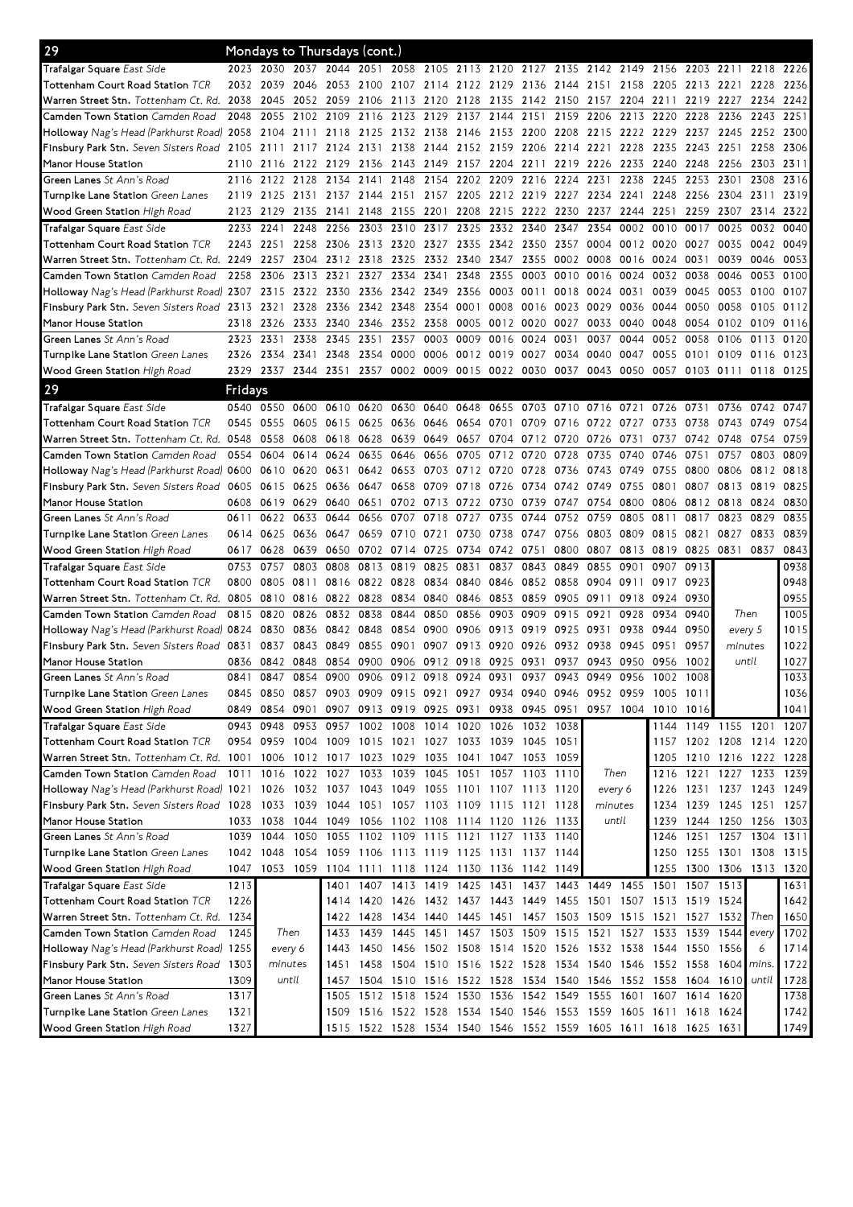## 29 Mondays to Thursdays (cont.)

| Stop | | | | | | | | | | | | | | | | | | |
|---|---|---|---|---|---|---|---|---|---|---|---|---|---|---|---|---|---|---|
| Trafalgar Square *East Side* | 2023 | 2030 | 2037 | 2044 | 2051 | 2058 | 2105 | 2113 | 2120 | 2127 | 2135 | 2142 | 2149 | 2156 | 2203 | 2211 | 2218 | 2226 |
| Tottenham Court Road Station *TCR* | 2032 | 2039 | 2046 | 2053 | 2100 | 2107 | 2114 | 2122 | 2129 | 2136 | 2144 | 2151 | 2158 | 2205 | 2213 | 2221 | 2228 | 2236 |
| Warren Street Stn. *Tottenham Ct. Rd.* | 2038 | 2045 | 2052 | 2059 | 2106 | 2113 | 2120 | 2128 | 2135 | 2142 | 2150 | 2157 | 2204 | 2211 | 2219 | 2227 | 2234 | 2242 |
| Camden Town Station *Camden Road* | 2048 | 2055 | 2102 | 2109 | 2116 | 2123 | 2129 | 2137 | 2144 | 2151 | 2159 | 2206 | 2213 | 2220 | 2228 | 2236 | 2243 | 2251 |
| Holloway *Nag's Head (Parkhurst Road)* | 2058 | 2104 | 2111 | 2118 | 2125 | 2132 | 2138 | 2146 | 2153 | 2200 | 2208 | 2215 | 2222 | 2229 | 2237 | 2245 | 2252 | 2300 |
| Finsbury Park Stn. *Seven Sisters Road* | 2105 | 2111 | 2117 | 2124 | 2131 | 2138 | 2144 | 2152 | 2159 | 2206 | 2214 | 2221 | 2228 | 2235 | 2243 | 2251 | 2258 | 2306 |
| Manor House Station | 2110 | 2116 | 2122 | 2129 | 2136 | 2143 | 2149 | 2157 | 2204 | 2211 | 2219 | 2226 | 2233 | 2240 | 2248 | 2256 | 2303 | 2311 |
| Green Lanes *St Ann's Road* | 2116 | 2122 | 2128 | 2134 | 2141 | 2148 | 2154 | 2202 | 2209 | 2216 | 2224 | 2231 | 2238 | 2245 | 2253 | 2301 | 2308 | 2316 |
| Turnpike Lane Station *Green Lanes* | 2119 | 2125 | 2131 | 2137 | 2144 | 2151 | 2157 | 2205 | 2212 | 2219 | 2227 | 2234 | 2241 | 2248 | 2256 | 2304 | 2311 | 2319 |
| Wood Green Station *High Road* | 2123 | 2129 | 2135 | 2141 | 2148 | 2155 | 2201 | 2208 | 2215 | 2222 | 2230 | 2237 | 2244 | 2251 | 2259 | 2307 | 2314 | 2322 |
| Trafalgar Square *East Side* | 2233 | 2241 | 2248 | 2256 | 2303 | 2310 | 2317 | 2325 | 2332 | 2340 | 2347 | 2354 | 0002 | 0010 | 0017 | 0025 | 0032 | 0040 |
| Tottenham Court Road Station *TCR* | 2243 | 2251 | 2258 | 2306 | 2313 | 2320 | 2327 | 2335 | 2342 | 2350 | 2357 | 0004 | 0012 | 0020 | 0027 | 0035 | 0042 | 0049 |
| Warren Street Stn. *Tottenham Ct. Rd.* | 2249 | 2257 | 2304 | 2312 | 2318 | 2325 | 2332 | 2340 | 2347 | 2355 | 0002 | 0008 | 0016 | 0024 | 0031 | 0039 | 0046 | 0053 |
| Camden Town Station *Camden Road* | 2258 | 2306 | 2313 | 2321 | 2327 | 2334 | 2341 | 2348 | 2355 | 0003 | 0010 | 0016 | 0024 | 0032 | 0038 | 0046 | 0053 | 0100 |
| Holloway *Nag's Head (Parkhurst Road)* | 2307 | 2315 | 2322 | 2330 | 2336 | 2342 | 2349 | 2356 | 0003 | 0011 | 0018 | 0024 | 0031 | 0039 | 0045 | 0053 | 0100 | 0107 |
| Finsbury Park Stn. *Seven Sisters Road* | 2313 | 2321 | 2328 | 2336 | 2342 | 2348 | 2354 | 0001 | 0008 | 0016 | 0023 | 0029 | 0036 | 0044 | 0050 | 0058 | 0105 | 0112 |
| Manor House Station | 2318 | 2326 | 2333 | 2340 | 2346 | 2352 | 2358 | 0005 | 0012 | 0020 | 0027 | 0033 | 0040 | 0048 | 0054 | 0102 | 0109 | 0116 |
| Green Lanes *St Ann's Road* | 2323 | 2331 | 2338 | 2345 | 2351 | 2357 | 0003 | 0009 | 0016 | 0024 | 0031 | 0037 | 0044 | 0052 | 0058 | 0106 | 0113 | 0120 |
| Turnpike Lane Station *Green Lanes* | 2326 | 2334 | 2341 | 2348 | 2354 | 0000 | 0006 | 0012 | 0019 | 0027 | 0034 | 0040 | 0047 | 0055 | 0101 | 0109 | 0116 | 0123 |
| Wood Green Station *High Road* | 2329 | 2337 | 2344 | 2351 | 2357 | 0002 | 0009 | 0015 | 0022 | 0030 | 0037 | 0043 | 0050 | 0057 | 0103 | 0111 | 0118 | 0125 |

## 29 Fridays

| Stop | | | | | | | | | | | | | | | | | | |
|---|---|---|---|---|---|---|---|---|---|---|---|---|---|---|---|---|---|---|
| Trafalgar Square *East Side* | 0540 | 0550 | 0600 | 0610 | 0620 | 0630 | 0640 | 0648 | 0655 | 0703 | 0710 | 0716 | 0721 | 0726 | 0731 | 0736 | 0742 | 0747 |
| Tottenham Court Road Station *TCR* | 0545 | 0555 | 0605 | 0615 | 0625 | 0636 | 0646 | 0654 | 0701 | 0709 | 0716 | 0722 | 0727 | 0733 | 0738 | 0743 | 0749 | 0754 |
| Warren Street Stn. *Tottenham Ct. Rd.* | 0548 | 0558 | 0608 | 0618 | 0628 | 0639 | 0649 | 0657 | 0704 | 0712 | 0720 | 0726 | 0731 | 0737 | 0742 | 0748 | 0754 | 0759 |
| Camden Town Station *Camden Road* | 0554 | 0604 | 0614 | 0624 | 0635 | 0646 | 0656 | 0705 | 0712 | 0720 | 0728 | 0735 | 0740 | 0746 | 0751 | 0757 | 0803 | 0809 |
| Holloway *Nag's Head (Parkhurst Road)* | 0600 | 0610 | 0620 | 0631 | 0642 | 0653 | 0703 | 0712 | 0720 | 0728 | 0736 | 0743 | 0749 | 0755 | 0800 | 0806 | 0812 | 0818 |
| Finsbury Park Stn. *Seven Sisters Road* | 0605 | 0615 | 0625 | 0636 | 0647 | 0658 | 0709 | 0718 | 0726 | 0734 | 0742 | 0749 | 0755 | 0801 | 0807 | 0813 | 0819 | 0825 |
| Manor House Station | 0608 | 0619 | 0629 | 0640 | 0651 | 0702 | 0713 | 0722 | 0730 | 0739 | 0747 | 0754 | 0800 | 0806 | 0812 | 0818 | 0824 | 0830 |
| Green Lanes *St Ann's Road* | 0611 | 0622 | 0633 | 0644 | 0656 | 0707 | 0718 | 0727 | 0735 | 0744 | 0752 | 0759 | 0805 | 0811 | 0817 | 0823 | 0829 | 0835 |
| Turnpike Lane Station *Green Lanes* | 0614 | 0625 | 0636 | 0647 | 0659 | 0710 | 0721 | 0730 | 0738 | 0747 | 0756 | 0803 | 0809 | 0815 | 0821 | 0827 | 0833 | 0839 |
| Wood Green Station *High Road* | 0617 | 0628 | 0639 | 0650 | 0702 | 0714 | 0725 | 0734 | 0742 | 0751 | 0800 | 0807 | 0813 | 0819 | 0825 | 0831 | 0837 | 0843 |
| Trafalgar Square *East Side* | 0753 | 0757 | 0803 | 0808 | 0813 | 0819 | 0825 | 0831 | 0837 | 0843 | 0849 | 0855 | 0901 | 0907 | 0913 | Then | | 0938 |
| Tottenham Court Road Station *TCR* | 0800 | 0805 | 0811 | 0816 | 0822 | 0828 | 0834 | 0840 | 0846 | 0852 | 0858 | 0904 | 0911 | 0917 | 0923 | every 5 | | 0948 |
| Warren Street Stn. *Tottenham Ct. Rd.* | 0805 | 0810 | 0816 | 0822 | 0828 | 0834 | 0840 | 0846 | 0853 | 0859 | 0905 | 0911 | 0918 | 0924 | 0930 | minutes | | 0955 |
| Camden Town Station *Camden Road* | 0815 | 0820 | 0826 | 0832 | 0838 | 0844 | 0850 | 0856 | 0903 | 0909 | 0915 | 0921 | 0928 | 0934 | 0940 | until | | 1005 |
| Holloway *Nag's Head (Parkhurst Road)* | 0824 | 0830 | 0836 | 0842 | 0848 | 0854 | 0900 | 0906 | 0913 | 0919 | 0925 | 0931 | 0938 | 0944 | 0950 | | | 1015 |
| Finsbury Park Stn. *Seven Sisters Road* | 0831 | 0837 | 0843 | 0849 | 0855 | 0901 | 0907 | 0913 | 0920 | 0926 | 0932 | 0938 | 0945 | 0951 | 0957 | | | 1022 |
| Manor House Station | 0836 | 0842 | 0848 | 0854 | 0900 | 0906 | 0912 | 0918 | 0925 | 0931 | 0937 | 0943 | 0950 | 0956 | 1002 | | | 1027 |
| Green Lanes *St Ann's Road* | 0841 | 0847 | 0854 | 0900 | 0906 | 0912 | 0918 | 0924 | 0931 | 0937 | 0943 | 0949 | 0956 | 1002 | 1008 | | | 1033 |
| Turnpike Lane Station *Green Lanes* | 0845 | 0850 | 0857 | 0903 | 0909 | 0915 | 0921 | 0927 | 0934 | 0940 | 0946 | 0952 | 0959 | 1005 | 1011 | | | 1036 |
| Wood Green Station *High Road* | 0849 | 0854 | 0901 | 0907 | 0913 | 0919 | 0925 | 0931 | 0938 | 0945 | 0951 | 0957 | 1004 | 1010 | 1016 | | | 1041 |
| Trafalgar Square *East Side* | 0943 | 0948 | 0953 | 0957 | 1002 | 1008 | 1014 | 1020 | 1026 | 1032 | 1038 | Then | | 1144 | 1149 | 1155 | 1201 | 1207 |
| Tottenham Court Road Station *TCR* | 0954 | 0959 | 1004 | 1009 | 1015 | 1021 | 1027 | 1033 | 1039 | 1045 | 1051 | every 6 | | 1157 | 1202 | 1208 | 1214 | 1220 |
| Warren Street Stn. *Tottenham Ct. Rd.* | 1001 | 1006 | 1012 | 1017 | 1023 | 1029 | 1035 | 1041 | 1047 | 1053 | 1059 | minutes | | 1205 | 1210 | 1216 | 1222 | 1228 |
| Camden Town Station *Camden Road* | 1011 | 1016 | 1022 | 1027 | 1033 | 1039 | 1045 | 1051 | 1057 | 1103 | 1110 | until | | 1216 | 1221 | 1227 | 1233 | 1239 |
| Holloway *Nag's Head (Parkhurst Road)* | 1021 | 1026 | 1032 | 1037 | 1043 | 1049 | 1055 | 1101 | 1107 | 1113 | 1120 | | | 1226 | 1231 | 1237 | 1243 | 1249 |
| Finsbury Park Stn. *Seven Sisters Road* | 1028 | 1033 | 1039 | 1044 | 1051 | 1057 | 1103 | 1109 | 1115 | 1121 | 1128 | | | 1234 | 1239 | 1245 | 1251 | 1257 |
| Manor House Station | 1033 | 1038 | 1044 | 1049 | 1056 | 1102 | 1108 | 1114 | 1120 | 1126 | 1133 | | | 1239 | 1244 | 1250 | 1256 | 1303 |
| Green Lanes *St Ann's Road* | 1039 | 1044 | 1050 | 1055 | 1102 | 1109 | 1115 | 1121 | 1127 | 1133 | 1140 | | | 1246 | 1251 | 1257 | 1304 | 1311 |
| Turnpike Lane Station *Green Lanes* | 1042 | 1048 | 1054 | 1059 | 1106 | 1113 | 1119 | 1125 | 1131 | 1137 | 1144 | | | 1250 | 1255 | 1301 | 1308 | 1315 |
| Wood Green Station *High Road* | 1047 | 1053 | 1059 | 1104 | 1111 | 1118 | 1124 | 1130 | 1136 | 1142 | 1149 | | | 1255 | 1300 | 1306 | 1313 | 1320 |
| Trafalgar Square *East Side* | 1213 | Then | | 1401 | 1407 | 1413 | 1419 | 1425 | 1431 | 1437 | 1443 | 1449 | 1455 | 1501 | 1507 | 1513 | Then | 1631 |
| Tottenham Court Road Station *TCR* | 1226 | every 6 | | 1414 | 1420 | 1426 | 1432 | 1437 | 1443 | 1449 | 1455 | 1501 | 1507 | 1513 | 1519 | 1524 | every | 1642 |
| Warren Street Stn. *Tottenham Ct. Rd.* | 1234 | minutes | | 1422 | 1428 | 1434 | 1440 | 1445 | 1451 | 1457 | 1503 | 1509 | 1515 | 1521 | 1527 | 1532 | 6 | 1650 |
| Camden Town Station *Camden Road* | 1245 | until | | 1433 | 1439 | 1445 | 1451 | 1457 | 1503 | 1509 | 1515 | 1521 | 1527 | 1533 | 1539 | 1544 | mins. | 1702 |
| Holloway *Nag's Head (Parkhurst Road)* | 1255 | | | 1443 | 1450 | 1456 | 1502 | 1508 | 1514 | 1520 | 1526 | 1532 | 1538 | 1544 | 1550 | 1556 | until | 1714 |
| Finsbury Park Stn. *Seven Sisters Road* | 1303 | | | 1451 | 1458 | 1504 | 1510 | 1516 | 1522 | 1528 | 1534 | 1540 | 1546 | 1552 | 1558 | 1604 | | 1722 |
| Manor House Station | 1309 | | | 1457 | 1504 | 1510 | 1516 | 1522 | 1528 | 1534 | 1540 | 1546 | 1552 | 1558 | 1604 | 1610 | | 1728 |
| Green Lanes *St Ann's Road* | 1317 | | | 1505 | 1512 | 1518 | 1524 | 1530 | 1536 | 1542 | 1549 | 1555 | 1601 | 1607 | 1614 | 1620 | | 1738 |
| Turnpike Lane Station *Green Lanes* | 1321 | | | 1509 | 1516 | 1522 | 1528 | 1534 | 1540 | 1546 | 1553 | 1559 | 1605 | 1611 | 1618 | 1624 | | 1742 |
| Wood Green Station *High Road* | 1327 | | | 1515 | 1522 | 1528 | 1534 | 1540 | 1546 | 1552 | 1559 | 1605 | 1611 | 1618 | 1625 | 1631 | | 1749 |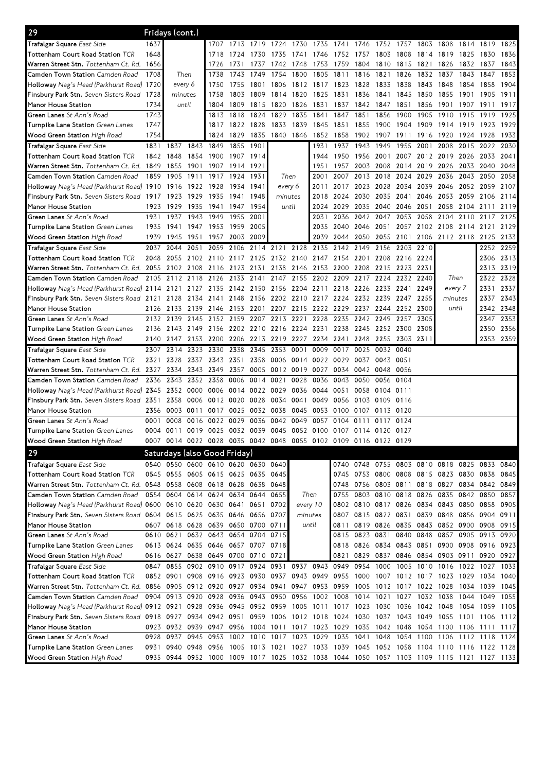## 29 Fridays (cont.)

| Stop | | | | | | | | | | | | | | | | | | |
|---|---|---|---|---|---|---|---|---|---|---|---|---|---|---|---|---|---|---|
| Trafalgar Square *East Side* | 1637 | | 1707 | 1713 | 1719 | 1724 | 1730 | 1735 | 1741 | 1746 | 1752 | 1757 | 1803 | 1808 | 1814 | 1819 | 1825 |
| Tottenham Court Road Station *TCR* | 1648 | | 1718 | 1724 | 1730 | 1735 | 1741 | 1746 | 1752 | 1757 | 1803 | 1808 | 1814 | 1819 | 1825 | 1830 | 1836 |
| Warren Street Stn. *Tottenham Ct. Rd.* | 1656 | | 1726 | 1731 | 1737 | 1742 | 1748 | 1753 | 1759 | 1804 | 1810 | 1815 | 1821 | 1826 | 1832 | 1837 | 1843 |
| Camden Town Station *Camden Road* | 1708 | Then | 1738 | 1743 | 1749 | 1754 | 1800 | 1805 | 1811 | 1816 | 1821 | 1826 | 1832 | 1837 | 1843 | 1847 | 1853 |
| Holloway *Nag's Head (Parkhurst Road)* | 1720 | every 6 | 1750 | 1755 | 1801 | 1806 | 1812 | 1817 | 1823 | 1828 | 1833 | 1838 | 1843 | 1848 | 1854 | 1858 | 1904 |
| Finsbury Park Stn. *Seven Sisters Road* | 1728 | minutes | 1758 | 1803 | 1809 | 1814 | 1820 | 1825 | 1831 | 1836 | 1841 | 1845 | 1850 | 1855 | 1901 | 1905 | 1911 |
| Manor House Station | 1734 | until | 1804 | 1809 | 1815 | 1820 | 1826 | 1831 | 1837 | 1842 | 1847 | 1851 | 1856 | 1901 | 1907 | 1911 | 1917 |
| Green Lanes *St Ann's Road* | 1743 | | 1813 | 1818 | 1824 | 1829 | 1835 | 1841 | 1847 | 1851 | 1856 | 1900 | 1905 | 1910 | 1915 | 1919 | 1925 |
| Turnpike Lane Station *Green Lanes* | 1747 | | 1817 | 1822 | 1828 | 1833 | 1839 | 1845 | 1851 | 1855 | 1900 | 1904 | 1909 | 1914 | 1919 | 1923 | 1929 |
| Wood Green Station *High Road* | 1754 | | 1824 | 1829 | 1835 | 1840 | 1846 | 1852 | 1858 | 1902 | 1907 | 1911 | 1916 | 1920 | 1924 | 1928 | 1933 |

| Stop | | | | | | | | | | | | | | | | | |
|---|---|---|---|---|---|---|---|---|---|---|---|---|---|---|---|---|---|
| Trafalgar Square *East Side* | 1831 | 1837 | 1843 | 1849 | 1855 | 1901 | | 1931 | 1937 | 1943 | 1949 | 1955 | 2001 | 2008 | 2015 | 2022 | 2030 |
| Tottenham Court Road Station *TCR* | 1842 | 1848 | 1854 | 1900 | 1907 | 1914 | | 1944 | 1950 | 1956 | 2001 | 2007 | 2012 | 2019 | 2026 | 2033 | 2041 |
| Warren Street Stn. *Tottenham Ct. Rd.* | 1849 | 1855 | 1901 | 1907 | 1914 | 1921 | | 1951 | 1957 | 2003 | 2008 | 2014 | 2019 | 2026 | 2033 | 2040 | 2048 |
| Camden Town Station *Camden Road* | 1859 | 1905 | 1911 | 1917 | 1924 | 1931 | Then | 2001 | 2007 | 2013 | 2018 | 2024 | 2029 | 2036 | 2043 | 2050 | 2058 |
| Holloway *Nag's Head (Parkhurst Road)* | 1910 | 1916 | 1922 | 1928 | 1934 | 1941 | every 6 | 2011 | 2017 | 2023 | 2028 | 2034 | 2039 | 2046 | 2052 | 2059 | 2107 |
| Finsbury Park Stn. *Seven Sisters Road* | 1917 | 1923 | 1929 | 1935 | 1941 | 1948 | minutes | 2018 | 2024 | 2030 | 2035 | 2041 | 2046 | 2053 | 2059 | 2106 | 2114 |
| Manor House Station | 1923 | 1929 | 1935 | 1941 | 1947 | 1954 | until | 2024 | 2029 | 2035 | 2040 | 2046 | 2051 | 2058 | 2104 | 2111 | 2119 |
| Green Lanes *St Ann's Road* | 1931 | 1937 | 1943 | 1949 | 1955 | 2001 | | 2031 | 2036 | 2042 | 2047 | 2053 | 2058 | 2104 | 2110 | 2117 | 2125 |
| Turnpike Lane Station *Green Lanes* | 1935 | 1941 | 1947 | 1953 | 1959 | 2005 | | 2035 | 2040 | 2046 | 2051 | 2057 | 2102 | 2108 | 2114 | 2121 | 2129 |
| Wood Green Station *High Road* | 1939 | 1945 | 1951 | 1957 | 2003 | 2009 | | 2039 | 2044 | 2050 | 2055 | 2101 | 2106 | 2112 | 2118 | 2125 | 2133 |

| Stop | | | | | | | | | | | | | | | | | |
|---|---|---|---|---|---|---|---|---|---|---|---|---|---|---|---|---|---|
| Trafalgar Square *East Side* | 2037 | 2044 | 2051 | 2059 | 2106 | 2114 | 2121 | 2128 | 2135 | 2142 | 2149 | 2156 | 2203 | 2210 | | 2252 | 2259 |
| Tottenham Court Road Station *TCR* | 2048 | 2055 | 2102 | 2110 | 2117 | 2125 | 2132 | 2140 | 2147 | 2154 | 2201 | 2208 | 2216 | 2224 | | 2306 | 2313 |
| Warren Street Stn. *Tottenham Ct. Rd.* | 2055 | 2102 | 2108 | 2116 | 2123 | 2131 | 2138 | 2146 | 2153 | 2200 | 2208 | 2215 | 2223 | 2231 | | 2313 | 2319 |
| Camden Town Station *Camden Road* | 2105 | 2112 | 2118 | 2126 | 2133 | 2141 | 2147 | 2155 | 2202 | 2209 | 2217 | 2224 | 2232 | 2240 | Then | 2322 | 2328 |
| Holloway *Nag's Head (Parkhurst Road)* | 2114 | 2121 | 2127 | 2135 | 2142 | 2150 | 2156 | 2204 | 2211 | 2218 | 2226 | 2233 | 2241 | 2249 | every 7 | 2331 | 2337 |
| Finsbury Park Stn. *Seven Sisters Road* | 2121 | 2128 | 2134 | 2141 | 2148 | 2156 | 2202 | 2210 | 2217 | 2224 | 2232 | 2239 | 2247 | 2255 | minutes | 2337 | 2343 |
| Manor House Station | 2126 | 2133 | 2139 | 2146 | 2153 | 2201 | 2207 | 2215 | 2222 | 2229 | 2237 | 2244 | 2252 | 2300 | until | 2342 | 2348 |
| Green Lanes *St Ann's Road* | 2132 | 2139 | 2145 | 2152 | 2159 | 2207 | 2213 | 2221 | 2228 | 2235 | 2242 | 2249 | 2257 | 2305 | | 2347 | 2353 |
| Turnpike Lane Station *Green Lanes* | 2136 | 2143 | 2149 | 2156 | 2202 | 2210 | 2216 | 2224 | 2231 | 2238 | 2245 | 2252 | 2300 | 2308 | | 2350 | 2356 |
| Wood Green Station *High Road* | 2140 | 2147 | 2153 | 2200 | 2206 | 2213 | 2219 | 2227 | 2234 | 2241 | 2248 | 2255 | 2303 | 2311 | | 2353 | 2359 |

| Stop | | | | | | | | | | | | |
|---|---|---|---|---|---|---|---|---|---|---|---|---|
| Trafalgar Square *East Side* | 2307 | 2314 | 2323 | 2330 | 2338 | 2345 | 2353 | 0001 | 0009 | 0017 | 0025 | 0032 | 0040 |
| Tottenham Court Road Station *TCR* | 2321 | 2328 | 2337 | 2343 | 2351 | 2358 | 0006 | 0014 | 0022 | 0029 | 0037 | 0043 | 0051 |
| Warren Street Stn. *Tottenham Ct. Rd.* | 2327 | 2334 | 2343 | 2349 | 2357 | 0005 | 0012 | 0019 | 0027 | 0034 | 0042 | 0048 | 0056 |
| Camden Town Station *Camden Road* | 2336 | 2343 | 2352 | 2358 | 0006 | 0014 | 0021 | 0028 | 0036 | 0043 | 0050 | 0056 | 0104 |
| Holloway *Nag's Head (Parkhurst Road)* | 2345 | 2352 | 0000 | 0006 | 0014 | 0022 | 0029 | 0036 | 0044 | 0051 | 0058 | 0104 | 0111 |
| Finsbury Park Stn. *Seven Sisters Road* | 2351 | 2358 | 0006 | 0012 | 0020 | 0028 | 0034 | 0041 | 0049 | 0056 | 0103 | 0109 | 0116 |
| Manor House Station | 2356 | 0003 | 0011 | 0017 | 0025 | 0032 | 0038 | 0045 | 0053 | 0100 | 0107 | 0113 | 0120 |
| Green Lanes *St Ann's Road* | 0001 | 0008 | 0016 | 0022 | 0029 | 0036 | 0042 | 0049 | 0057 | 0104 | 0111 | 0117 | 0124 |
| Turnpike Lane Station *Green Lanes* | 0004 | 0011 | 0019 | 0025 | 0032 | 0039 | 0045 | 0052 | 0100 | 0107 | 0114 | 0120 | 0127 |
| Wood Green Station *High Road* | 0007 | 0014 | 0022 | 0028 | 0035 | 0042 | 0048 | 0055 | 0102 | 0109 | 0116 | 0122 | 0129 |

## 29 Saturdays (also Good Friday)

| Stop | | | | | | | | | | | | | | | | | |
|---|---|---|---|---|---|---|---|---|---|---|---|---|---|---|---|---|---|
| Trafalgar Square *East Side* | 0540 | 0550 | 0600 | 0610 | 0620 | 0630 | 0640 | | 0740 | 0748 | 0755 | 0803 | 0810 | 0818 | 0825 | 0833 | 0840 |
| Tottenham Court Road Station *TCR* | 0545 | 0555 | 0605 | 0615 | 0625 | 0635 | 0645 | | 0745 | 0753 | 0800 | 0808 | 0815 | 0823 | 0830 | 0838 | 0845 |
| Warren Street Stn. *Tottenham Ct. Rd.* | 0548 | 0558 | 0608 | 0618 | 0628 | 0638 | 0648 | | 0748 | 0756 | 0803 | 0811 | 0818 | 0827 | 0834 | 0842 | 0849 |
| Camden Town Station *Camden Road* | 0554 | 0604 | 0614 | 0624 | 0634 | 0644 | 0655 | Then | 0755 | 0803 | 0810 | 0818 | 0826 | 0835 | 0842 | 0850 | 0857 |
| Holloway *Nag's Head (Parkhurst Road)* | 0600 | 0610 | 0620 | 0630 | 0641 | 0651 | 0702 | every 10 | 0802 | 0810 | 0817 | 0826 | 0834 | 0843 | 0850 | 0858 | 0905 |
| Finsbury Park Stn. *Seven Sisters Road* | 0604 | 0615 | 0625 | 0635 | 0646 | 0656 | 0707 | minutes | 0807 | 0815 | 0822 | 0831 | 0839 | 0848 | 0856 | 0904 | 0911 |
| Manor House Station | 0607 | 0618 | 0628 | 0639 | 0650 | 0700 | 0711 | until | 0811 | 0819 | 0826 | 0835 | 0843 | 0852 | 0900 | 0908 | 0915 |
| Green Lanes *St Ann's Road* | 0610 | 0621 | 0632 | 0643 | 0654 | 0704 | 0715 | | 0815 | 0823 | 0831 | 0840 | 0848 | 0857 | 0905 | 0913 | 0920 |
| Turnpike Lane Station *Green Lanes* | 0613 | 0624 | 0635 | 0646 | 0657 | 0707 | 0718 | | 0818 | 0826 | 0834 | 0843 | 0851 | 0900 | 0908 | 0916 | 0923 |
| Wood Green Station *High Road* | 0616 | 0627 | 0638 | 0649 | 0700 | 0710 | 0721 | | 0821 | 0829 | 0837 | 0846 | 0854 | 0903 | 0911 | 0920 | 0927 |

| Stop | | | | | | | | | | | | | | | | | |
|---|---|---|---|---|---|---|---|---|---|---|---|---|---|---|---|---|---|
| Trafalgar Square *East Side* | 0847 | 0855 | 0902 | 0910 | 0917 | 0924 | 0931 | 0937 | 0943 | 0949 | 0954 | 1000 | 1005 | 1010 | 1016 | 1022 | 1027 | 1033 |
| Tottenham Court Road Station *TCR* | 0852 | 0901 | 0908 | 0916 | 0923 | 0930 | 0937 | 0943 | 0949 | 0955 | 1000 | 1007 | 1012 | 1017 | 1023 | 1029 | 1034 | 1040 |
| Warren Street Stn. *Tottenham Ct. Rd.* | 0856 | 0905 | 0912 | 0920 | 0927 | 0934 | 0941 | 0947 | 0953 | 0959 | 1005 | 1012 | 1017 | 1022 | 1028 | 1034 | 1039 | 1045 |
| Camden Town Station *Camden Road* | 0904 | 0913 | 0920 | 0928 | 0936 | 0943 | 0950 | 0956 | 1002 | 1008 | 1014 | 1021 | 1027 | 1032 | 1038 | 1044 | 1049 | 1055 |
| Holloway *Nag's Head (Parkhurst Road)* | 0912 | 0921 | 0928 | 0936 | 0945 | 0952 | 0959 | 1005 | 1011 | 1017 | 1023 | 1030 | 1036 | 1042 | 1048 | 1054 | 1059 | 1105 |
| Finsbury Park Stn. *Seven Sisters Road* | 0918 | 0927 | 0934 | 0942 | 0951 | 0959 | 1006 | 1012 | 1018 | 1024 | 1030 | 1037 | 1043 | 1049 | 1055 | 1101 | 1106 | 1112 |
| Manor House Station | 0923 | 0932 | 0939 | 0947 | 0956 | 1004 | 1011 | 1017 | 1023 | 1029 | 1035 | 1042 | 1048 | 1054 | 1100 | 1106 | 1111 | 1117 |
| Green Lanes *St Ann's Road* | 0928 | 0937 | 0945 | 0953 | 1002 | 1010 | 1017 | 1023 | 1029 | 1035 | 1041 | 1048 | 1054 | 1100 | 1106 | 1112 | 1118 | 1124 |
| Turnpike Lane Station *Green Lanes* | 0931 | 0940 | 0948 | 0956 | 1005 | 1013 | 1021 | 1027 | 1033 | 1039 | 1045 | 1052 | 1058 | 1104 | 1110 | 1116 | 1122 | 1128 |
| Wood Green Station *High Road* | 0935 | 0944 | 0952 | 1000 | 1009 | 1017 | 1025 | 1032 | 1038 | 1044 | 1050 | 1057 | 1103 | 1109 | 1115 | 1121 | 1127 | 1133 |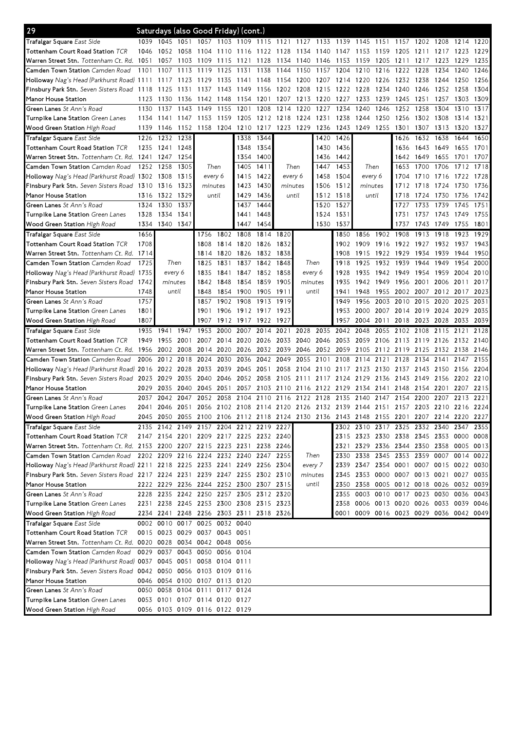## 29 Saturdays (also Good Friday) (cont.)

| Stop | | | | | | | | | | | | | | | | | | |
|---|---|---|---|---|---|---|---|---|---|---|---|---|---|---|---|---|---|---|
| Trafalgar Square *East Side* | 1039 | 1045 | 1051 | 1057 | 1103 | 1109 | 1115 | 1121 | 1127 | 1133 | 1139 | 1145 | 1151 | 1157 | 1202 | 1208 | 1214 | 1220 |
| Tottenham Court Road Station *TCR* | 1046 | 1052 | 1058 | 1104 | 1110 | 1116 | 1122 | 1128 | 1134 | 1140 | 1147 | 1153 | 1159 | 1205 | 1211 | 1217 | 1223 | 1229 |
| Warren Street Stn. *Tottenham Ct. Rd.* | 1051 | 1057 | 1103 | 1109 | 1115 | 1121 | 1128 | 1134 | 1140 | 1146 | 1153 | 1159 | 1205 | 1211 | 1217 | 1223 | 1229 | 1235 |
| Camden Town Station *Camden Road* | 1101 | 1107 | 1113 | 1119 | 1125 | 1131 | 1138 | 1144 | 1150 | 1157 | 1204 | 1210 | 1216 | 1222 | 1228 | 1234 | 1240 | 1246 |
| Holloway *Nag's Head (Parkhurst Road)* | 1111 | 1117 | 1123 | 1129 | 1135 | 1141 | 1148 | 1154 | 1200 | 1207 | 1214 | 1220 | 1226 | 1232 | 1238 | 1244 | 1250 | 1256 |
| Finsbury Park Stn. *Seven Sisters Road* | 1118 | 1125 | 1131 | 1137 | 1143 | 1149 | 1156 | 1202 | 1208 | 1215 | 1222 | 1228 | 1234 | 1240 | 1246 | 1252 | 1258 | 1304 |
| Manor House Station | 1123 | 1130 | 1136 | 1142 | 1148 | 1154 | 1201 | 1207 | 1213 | 1220 | 1227 | 1233 | 1239 | 1245 | 1251 | 1257 | 1303 | 1309 |
| Green Lanes *St Ann's Road* | 1130 | 1137 | 1143 | 1149 | 1155 | 1201 | 1208 | 1214 | 1220 | 1227 | 1234 | 1240 | 1246 | 1252 | 1258 | 1304 | 1310 | 1317 |
| Turnpike Lane Station *Green Lanes* | 1134 | 1141 | 1147 | 1153 | 1159 | 1205 | 1212 | 1218 | 1224 | 1231 | 1238 | 1244 | 1250 | 1256 | 1302 | 1308 | 1314 | 1321 |
| Wood Green Station *High Road* | 1139 | 1146 | 1152 | 1158 | 1204 | 1210 | 1217 | 1223 | 1229 | 1236 | 1243 | 1249 | 1255 | 1301 | 1307 | 1313 | 1320 | 1327 |

| Stop | | | | | | | | | | | | | | | | |
|---|---|---|---|---|---|---|---|---|---|---|---|---|---|---|---|---|
| Trafalgar Square *East Side* | 1226 | 1232 | 1238 | Then every 6 minutes until | 1338 | 1344 | Then every 6 minutes until | 1420 | 1426 | Then every 6 minutes until | 1626 | 1632 | 1638 | 1644 | 1650 |
| Tottenham Court Road Station *TCR* | 1235 | 1241 | 1248 | | 1348 | 1354 | | 1430 | 1436 | | 1636 | 1643 | 1649 | 1655 | 1701 |
| Warren Street Stn. *Tottenham Ct. Rd.* | 1241 | 1247 | 1254 | | 1354 | 1400 | | 1436 | 1442 | | 1642 | 1649 | 1655 | 1701 | 1707 |
| Camden Town Station *Camden Road* | 1252 | 1258 | 1305 | | 1405 | 1411 | | 1447 | 1453 | | 1653 | 1700 | 1706 | 1712 | 1718 |
| Holloway *Nag's Head (Parkhurst Road)* | 1302 | 1308 | 1315 | | 1415 | 1422 | | 1458 | 1504 | | 1704 | 1710 | 1716 | 1722 | 1728 |
| Finsbury Park Stn. *Seven Sisters Road* | 1310 | 1316 | 1323 | | 1423 | 1430 | | 1506 | 1512 | | 1712 | 1718 | 1724 | 1730 | 1736 |
| Manor House Station | 1316 | 1322 | 1329 | | 1429 | 1436 | | 1512 | 1518 | | 1718 | 1724 | 1730 | 1736 | 1742 |
| Green Lanes *St Ann's Road* | 1324 | 1330 | 1337 | | 1437 | 1444 | | 1520 | 1527 | | 1727 | 1733 | 1739 | 1745 | 1751 |
| Turnpike Lane Station *Green Lanes* | 1328 | 1334 | 1341 | | 1441 | 1448 | | 1524 | 1531 | | 1731 | 1737 | 1743 | 1749 | 1755 |
| Wood Green Station *High Road* | 1334 | 1340 | 1347 | | 1447 | 1454 | | 1530 | 1537 | | 1737 | 1743 | 1749 | 1755 | 1801 |

| Stop | | | | | | | | | | | | | | | | | |
|---|---|---|---|---|---|---|---|---|---|---|---|---|---|---|---|---|---|
| Trafalgar Square *East Side* | 1656 | Then every 6 minutes until | 1756 | 1802 | 1808 | 1814 | 1820 | Then every 6 minutes until | 1850 | 1856 | 1902 | 1908 | 1913 | 1918 | 1923 | 1929 |
| Tottenham Court Road Station *TCR* | 1708 | | 1808 | 1814 | 1820 | 1826 | 1832 | | 1902 | 1909 | 1916 | 1922 | 1927 | 1932 | 1937 | 1943 |
| Warren Street Stn. *Tottenham Ct. Rd.* | 1714 | | 1814 | 1820 | 1826 | 1832 | 1838 | | 1908 | 1915 | 1922 | 1929 | 1934 | 1939 | 1944 | 1950 |
| Camden Town Station *Camden Road* | 1725 | | 1825 | 1831 | 1837 | 1842 | 1848 | | 1918 | 1925 | 1932 | 1939 | 1944 | 1949 | 1954 | 2000 |
| Holloway *Nag's Head (Parkhurst Road)* | 1735 | | 1835 | 1841 | 1847 | 1852 | 1858 | | 1928 | 1935 | 1942 | 1949 | 1954 | 1959 | 2004 | 2010 |
| Finsbury Park Stn. *Seven Sisters Road* | 1742 | | 1842 | 1848 | 1854 | 1859 | 1905 | | 1935 | 1942 | 1949 | 1956 | 2001 | 2006 | 2011 | 2017 |
| Manor House Station | 1748 | | 1848 | 1854 | 1900 | 1905 | 1911 | | 1941 | 1948 | 1955 | 2002 | 2007 | 2012 | 2017 | 2023 |
| Green Lanes *St Ann's Road* | 1757 | | 1857 | 1902 | 1908 | 1913 | 1919 | | 1949 | 1956 | 2003 | 2010 | 2015 | 2020 | 2025 | 2031 |
| Turnpike Lane Station *Green Lanes* | 1801 | | 1901 | 1906 | 1912 | 1917 | 1923 | | 1953 | 2000 | 2007 | 2014 | 2019 | 2024 | 2029 | 2035 |
| Wood Green Station *High Road* | 1807 | | 1907 | 1912 | 1917 | 1922 | 1927 | | 1957 | 2004 | 2011 | 2018 | 2023 | 2028 | 2033 | 2039 |

| Stop | | | | | | | | | | | | | | | | | | |
|---|---|---|---|---|---|---|---|---|---|---|---|---|---|---|---|---|---|---|
| Trafalgar Square *East Side* | 1935 | 1941 | 1947 | 1953 | 2000 | 2007 | 2014 | 2021 | 2028 | 2035 | 2042 | 2048 | 2055 | 2102 | 2108 | 2115 | 2121 | 2128 |
| Tottenham Court Road Station *TCR* | 1949 | 1955 | 2001 | 2007 | 2014 | 2020 | 2026 | 2033 | 2040 | 2046 | 2053 | 2059 | 2106 | 2113 | 2119 | 2126 | 2132 | 2140 |
| Warren Street Stn. *Tottenham Ct. Rd.* | 1956 | 2002 | 2008 | 2014 | 2020 | 2026 | 2032 | 2039 | 2046 | 2052 | 2059 | 2105 | 2112 | 2119 | 2125 | 2132 | 2138 | 2146 |
| Camden Town Station *Camden Road* | 2006 | 2012 | 2018 | 2024 | 2030 | 2036 | 2042 | 2049 | 2055 | 2101 | 2108 | 2114 | 2121 | 2128 | 2134 | 2141 | 2147 | 2155 |
| Holloway *Nag's Head (Parkhurst Road)* | 2016 | 2022 | 2028 | 2033 | 2039 | 2045 | 2051 | 2058 | 2104 | 2110 | 2117 | 2123 | 2130 | 2137 | 2143 | 2150 | 2156 | 2204 |
| Finsbury Park Stn. *Seven Sisters Road* | 2023 | 2029 | 2035 | 2040 | 2046 | 2052 | 2058 | 2105 | 2111 | 2117 | 2124 | 2129 | 2136 | 2143 | 2149 | 2156 | 2202 | 2210 |
| Manor House Station | 2029 | 2035 | 2040 | 2045 | 2051 | 2057 | 2103 | 2110 | 2116 | 2122 | 2129 | 2134 | 2141 | 2148 | 2154 | 2201 | 2207 | 2215 |
| Green Lanes *St Ann's Road* | 2037 | 2042 | 2047 | 2052 | 2058 | 2104 | 2110 | 2116 | 2122 | 2128 | 2135 | 2140 | 2147 | 2154 | 2200 | 2207 | 2213 | 2221 |
| Turnpike Lane Station *Green Lanes* | 2041 | 2046 | 2051 | 2056 | 2102 | 2108 | 2114 | 2120 | 2126 | 2132 | 2139 | 2144 | 2151 | 2157 | 2203 | 2210 | 2216 | 2224 |
| Wood Green Station *High Road* | 2045 | 2050 | 2055 | 2100 | 2106 | 2112 | 2118 | 2124 | 2130 | 2136 | 2143 | 2148 | 2155 | 2201 | 2207 | 2214 | 2220 | 2227 |

| Stop | | | | | | | | | | | | | | | | | |
|---|---|---|---|---|---|---|---|---|---|---|---|---|---|---|---|---|---|
| Trafalgar Square *East Side* | 2135 | 2142 | 2149 | 2157 | 2204 | 2212 | 2219 | 2227 | Then every 7 minutes until | 2302 | 2310 | 2317 | 2325 | 2332 | 2340 | 2347 | 2355 |
| Tottenham Court Road Station *TCR* | 2147 | 2154 | 2201 | 2209 | 2217 | 2225 | 2232 | 2240 | | 2315 | 2323 | 2330 | 2338 | 2345 | 2353 | 0000 | 0008 |
| Warren Street Stn. *Tottenham Ct. Rd.* | 2153 | 2200 | 2207 | 2215 | 2223 | 2231 | 2238 | 2246 | | 2321 | 2329 | 2336 | 2344 | 2350 | 2358 | 0005 | 0013 |
| Camden Town Station *Camden Road* | 2202 | 2209 | 2216 | 2224 | 2232 | 2240 | 2247 | 2255 | | 2330 | 2338 | 2345 | 2353 | 2359 | 0007 | 0014 | 0022 |
| Holloway *Nag's Head (Parkhurst Road)* | 2211 | 2218 | 2225 | 2233 | 2241 | 2249 | 2256 | 2304 | | 2339 | 2347 | 2354 | 0001 | 0007 | 0015 | 0022 | 0030 |
| Finsbury Park Stn. *Seven Sisters Road* | 2217 | 2224 | 2231 | 2239 | 2247 | 2255 | 2302 | 2310 | | 2345 | 2353 | 0000 | 0007 | 0013 | 0021 | 0027 | 0035 |
| Manor House Station | 2222 | 2229 | 2236 | 2244 | 2252 | 2300 | 2307 | 2315 | | 2350 | 2358 | 0005 | 0012 | 0018 | 0026 | 0032 | 0039 |
| Green Lanes *St Ann's Road* | 2228 | 2235 | 2242 | 2250 | 2257 | 2305 | 2312 | 2320 | | 2355 | 0003 | 0010 | 0017 | 0023 | 0030 | 0036 | 0043 |
| Turnpike Lane Station *Green Lanes* | 2231 | 2238 | 2245 | 2253 | 2300 | 2308 | 2315 | 2323 | | 2358 | 0006 | 0013 | 0020 | 0026 | 0033 | 0039 | 0046 |
| Wood Green Station *High Road* | 2234 | 2241 | 2248 | 2256 | 2303 | 2311 | 2318 | 2326 | | 0001 | 0009 | 0016 | 0023 | 0029 | 0036 | 0042 | 0049 |

| Stop | | | | | | |
|---|---|---|---|---|---|---|
| Trafalgar Square *East Side* | 0002 | 0010 | 0017 | 0025 | 0032 | 0040 |
| Tottenham Court Road Station *TCR* | 0015 | 0023 | 0029 | 0037 | 0043 | 0051 |
| Warren Street Stn. *Tottenham Ct. Rd.* | 0020 | 0028 | 0034 | 0042 | 0048 | 0056 |
| Camden Town Station *Camden Road* | 0029 | 0037 | 0043 | 0050 | 0056 | 0104 |
| Holloway *Nag's Head (Parkhurst Road)* | 0037 | 0045 | 0051 | 0058 | 0104 | 0111 |
| Finsbury Park Stn. *Seven Sisters Road* | 0042 | 0050 | 0056 | 0103 | 0109 | 0116 |
| Manor House Station | 0046 | 0054 | 0100 | 0107 | 0113 | 0120 |
| Green Lanes *St Ann's Road* | 0050 | 0058 | 0104 | 0111 | 0117 | 0124 |
| Turnpike Lane Station *Green Lanes* | 0053 | 0101 | 0107 | 0114 | 0120 | 0127 |
| Wood Green Station *High Road* | 0056 | 0103 | 0109 | 0116 | 0122 | 0129 |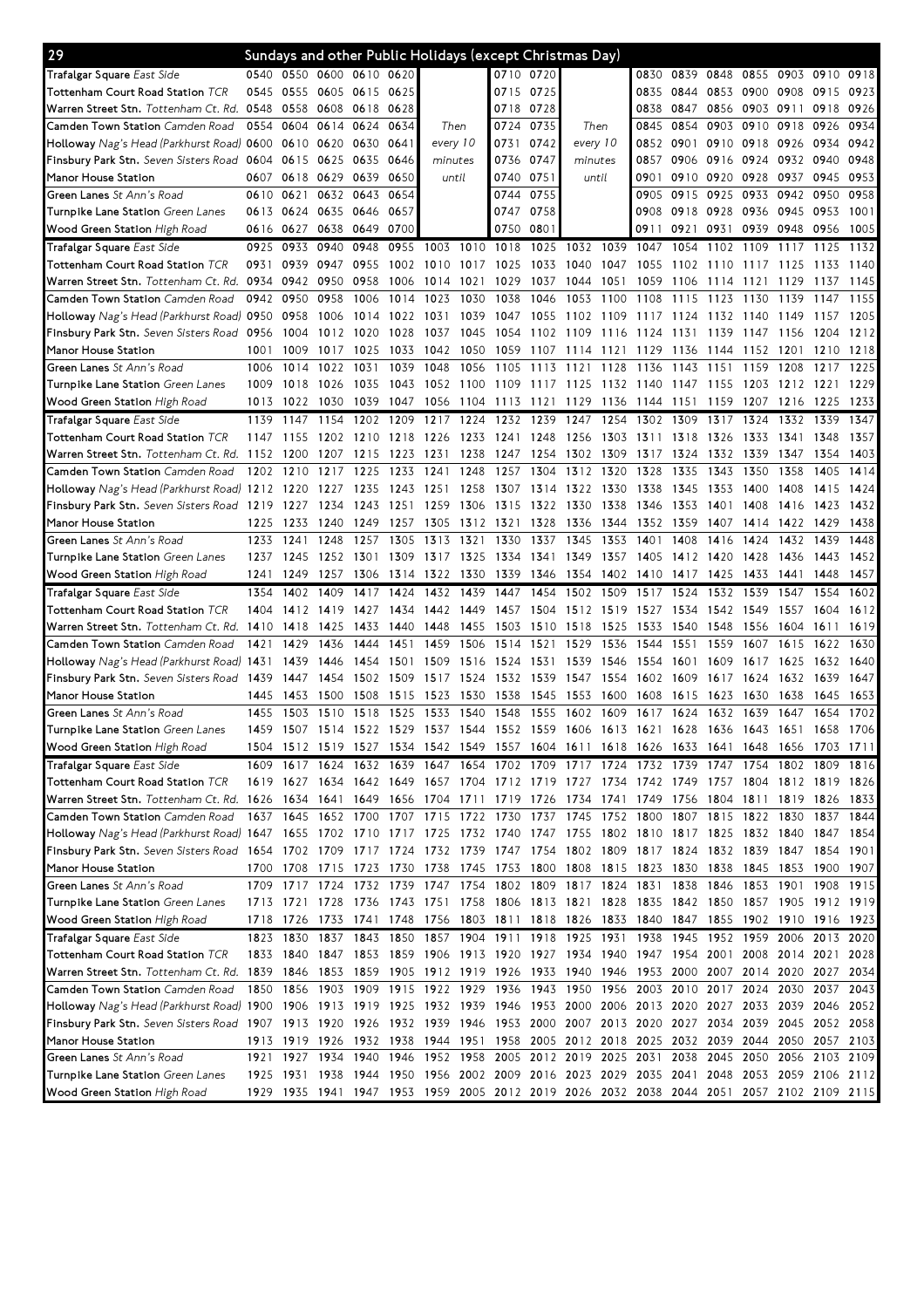## 29 Sundays and other Public Holidays (except Christmas Day)

| Stop | | | | | | | | | | | | | | | | | | |
|---|---|---|---|---|---|---|---|---|---|---|---|---|---|---|---|---|---|---|
| Trafalgar Square East Side | 0540 | 0550 | 0600 | 0610 | 0620 | Then every 10 minutes until | | 0710 | 0720 | Then every 10 minutes until | | 0830 | 0839 | 0848 | 0855 | 0903 | 0910 | 0918 |
| Tottenham Court Road Station TCR | 0545 | 0555 | 0605 | 0615 | 0625 | | | 0715 | 0725 | | | 0835 | 0844 | 0853 | 0900 | 0908 | 0915 | 0923 |
| Warren Street Stn. Tottenham Ct. Rd. | 0548 | 0558 | 0608 | 0618 | 0628 | | | 0718 | 0728 | | | 0838 | 0847 | 0856 | 0903 | 0911 | 0918 | 0926 |
| Camden Town Station Camden Road | 0554 | 0604 | 0614 | 0624 | 0634 | | | 0724 | 0735 | | | 0845 | 0854 | 0903 | 0910 | 0918 | 0926 | 0934 |
| Holloway Nag's Head (Parkhurst Road) | 0600 | 0610 | 0620 | 0630 | 0641 | | | 0731 | 0742 | | | 0852 | 0901 | 0910 | 0918 | 0926 | 0934 | 0942 |
| Finsbury Park Stn. Seven Sisters Road | 0604 | 0615 | 0625 | 0635 | 0646 | | | 0736 | 0747 | | | 0857 | 0906 | 0916 | 0924 | 0932 | 0940 | 0948 |
| Manor House Station | 0607 | 0618 | 0629 | 0639 | 0650 | | | 0740 | 0751 | | | 0901 | 0910 | 0920 | 0928 | 0937 | 0945 | 0953 |
| Green Lanes St Ann's Road | 0610 | 0621 | 0632 | 0643 | 0654 | | | 0744 | 0755 | | | 0905 | 0915 | 0925 | 0933 | 0942 | 0950 | 0958 |
| Turnpike Lane Station Green Lanes | 0613 | 0624 | 0635 | 0646 | 0657 | | | 0747 | 0758 | | | 0908 | 0918 | 0928 | 0936 | 0945 | 0953 | 1001 |
| Wood Green Station High Road | 0616 | 0627 | 0638 | 0649 | 0700 | | | 0750 | 0801 | | | 0911 | 0921 | 0931 | 0939 | 0948 | 0956 | 1005 |
| Trafalgar Square East Side | 0925 | 0933 | 0940 | 0948 | 0955 | 1003 | 1010 | 1018 | 1025 | 1032 | 1039 | 1047 | 1054 | 1102 | 1109 | 1117 | 1125 | 1132 |
| Tottenham Court Road Station TCR | 0931 | 0939 | 0947 | 0955 | 1002 | 1010 | 1017 | 1025 | 1033 | 1040 | 1047 | 1055 | 1102 | 1110 | 1117 | 1125 | 1133 | 1140 |
| Warren Street Stn. Tottenham Ct. Rd. | 0934 | 0942 | 0950 | 0958 | 1006 | 1014 | 1021 | 1029 | 1037 | 1044 | 1051 | 1059 | 1106 | 1114 | 1121 | 1129 | 1137 | 1145 |
| Camden Town Station Camden Road | 0942 | 0950 | 0958 | 1006 | 1014 | 1023 | 1030 | 1038 | 1046 | 1053 | 1100 | 1108 | 1115 | 1123 | 1130 | 1139 | 1147 | 1155 |
| Holloway Nag's Head (Parkhurst Road) | 0950 | 0958 | 1006 | 1014 | 1022 | 1031 | 1039 | 1047 | 1055 | 1102 | 1109 | 1117 | 1124 | 1132 | 1140 | 1149 | 1157 | 1205 |
| Finsbury Park Stn. Seven Sisters Road | 0956 | 1004 | 1012 | 1020 | 1028 | 1037 | 1045 | 1054 | 1102 | 1109 | 1116 | 1124 | 1131 | 1139 | 1147 | 1156 | 1204 | 1212 |
| Manor House Station | 1001 | 1009 | 1017 | 1025 | 1033 | 1042 | 1050 | 1059 | 1107 | 1114 | 1121 | 1129 | 1136 | 1144 | 1152 | 1201 | 1210 | 1218 |
| Green Lanes St Ann's Road | 1006 | 1014 | 1022 | 1031 | 1039 | 1048 | 1056 | 1105 | 1113 | 1121 | 1128 | 1136 | 1143 | 1151 | 1159 | 1208 | 1217 | 1225 |
| Turnpike Lane Station Green Lanes | 1009 | 1018 | 1026 | 1035 | 1043 | 1052 | 1100 | 1109 | 1117 | 1125 | 1132 | 1140 | 1147 | 1155 | 1203 | 1212 | 1221 | 1229 |
| Wood Green Station High Road | 1013 | 1022 | 1030 | 1039 | 1047 | 1056 | 1104 | 1113 | 1121 | 1129 | 1136 | 1144 | 1151 | 1159 | 1207 | 1216 | 1225 | 1233 |
| Trafalgar Square East Side | 1139 | 1147 | 1154 | 1202 | 1209 | 1217 | 1224 | 1232 | 1239 | 1247 | 1254 | 1302 | 1309 | 1317 | 1324 | 1332 | 1339 | 1347 |
| Tottenham Court Road Station TCR | 1147 | 1155 | 1202 | 1210 | 1218 | 1226 | 1233 | 1241 | 1248 | 1256 | 1303 | 1311 | 1318 | 1326 | 1333 | 1341 | 1348 | 1357 |
| Warren Street Stn. Tottenham Ct. Rd. | 1152 | 1200 | 1207 | 1215 | 1223 | 1231 | 1238 | 1247 | 1254 | 1302 | 1309 | 1317 | 1324 | 1332 | 1339 | 1347 | 1354 | 1403 |
| Camden Town Station Camden Road | 1202 | 1210 | 1217 | 1225 | 1233 | 1241 | 1248 | 1257 | 1304 | 1312 | 1320 | 1328 | 1335 | 1343 | 1350 | 1358 | 1405 | 1414 |
| Holloway Nag's Head (Parkhurst Road) | 1212 | 1220 | 1227 | 1235 | 1243 | 1251 | 1258 | 1307 | 1314 | 1322 | 1330 | 1338 | 1345 | 1353 | 1400 | 1408 | 1415 | 1424 |
| Finsbury Park Stn. Seven Sisters Road | 1219 | 1227 | 1234 | 1243 | 1251 | 1259 | 1306 | 1315 | 1322 | 1330 | 1338 | 1346 | 1353 | 1401 | 1408 | 1416 | 1423 | 1432 |
| Manor House Station | 1225 | 1233 | 1240 | 1249 | 1257 | 1305 | 1312 | 1321 | 1328 | 1336 | 1344 | 1352 | 1359 | 1407 | 1414 | 1422 | 1429 | 1438 |
| Green Lanes St Ann's Road | 1233 | 1241 | 1248 | 1257 | 1305 | 1313 | 1321 | 1330 | 1337 | 1345 | 1353 | 1401 | 1408 | 1416 | 1424 | 1432 | 1439 | 1448 |
| Turnpike Lane Station Green Lanes | 1237 | 1245 | 1252 | 1301 | 1309 | 1317 | 1325 | 1334 | 1341 | 1349 | 1357 | 1405 | 1412 | 1420 | 1428 | 1436 | 1443 | 1452 |
| Wood Green Station High Road | 1241 | 1249 | 1257 | 1306 | 1314 | 1322 | 1330 | 1339 | 1346 | 1354 | 1402 | 1410 | 1417 | 1425 | 1433 | 1441 | 1448 | 1457 |
| Trafalgar Square East Side | 1354 | 1402 | 1409 | 1417 | 1424 | 1432 | 1439 | 1447 | 1454 | 1502 | 1509 | 1517 | 1524 | 1532 | 1539 | 1547 | 1554 | 1602 |
| Tottenham Court Road Station TCR | 1404 | 1412 | 1419 | 1427 | 1434 | 1442 | 1449 | 1457 | 1504 | 1512 | 1519 | 1527 | 1534 | 1542 | 1549 | 1557 | 1604 | 1612 |
| Warren Street Stn. Tottenham Ct. Rd. | 1410 | 1418 | 1425 | 1433 | 1440 | 1448 | 1455 | 1503 | 1510 | 1518 | 1525 | 1533 | 1540 | 1548 | 1556 | 1604 | 1611 | 1619 |
| Camden Town Station Camden Road | 1421 | 1429 | 1436 | 1444 | 1451 | 1459 | 1506 | 1514 | 1521 | 1529 | 1536 | 1544 | 1551 | 1559 | 1607 | 1615 | 1622 | 1630 |
| Holloway Nag's Head (Parkhurst Road) | 1431 | 1439 | 1446 | 1454 | 1501 | 1509 | 1516 | 1524 | 1531 | 1539 | 1546 | 1554 | 1601 | 1609 | 1617 | 1625 | 1632 | 1640 |
| Finsbury Park Stn. Seven Sisters Road | 1439 | 1447 | 1454 | 1502 | 1509 | 1517 | 1524 | 1532 | 1539 | 1547 | 1554 | 1602 | 1609 | 1617 | 1624 | 1632 | 1639 | 1647 |
| Manor House Station | 1445 | 1453 | 1500 | 1508 | 1515 | 1523 | 1530 | 1538 | 1545 | 1553 | 1600 | 1608 | 1615 | 1623 | 1630 | 1638 | 1645 | 1653 |
| Green Lanes St Ann's Road | 1455 | 1503 | 1510 | 1518 | 1525 | 1533 | 1540 | 1548 | 1555 | 1602 | 1609 | 1617 | 1624 | 1632 | 1639 | 1647 | 1654 | 1702 |
| Turnpike Lane Station Green Lanes | 1459 | 1507 | 1514 | 1522 | 1529 | 1537 | 1544 | 1552 | 1559 | 1606 | 1613 | 1621 | 1628 | 1636 | 1643 | 1651 | 1658 | 1706 |
| Wood Green Station High Road | 1504 | 1512 | 1519 | 1527 | 1534 | 1542 | 1549 | 1557 | 1604 | 1611 | 1618 | 1626 | 1633 | 1641 | 1648 | 1656 | 1703 | 1711 |
| Trafalgar Square East Side | 1609 | 1617 | 1624 | 1632 | 1639 | 1647 | 1654 | 1702 | 1709 | 1717 | 1724 | 1732 | 1739 | 1747 | 1754 | 1802 | 1809 | 1816 |
| Tottenham Court Road Station TCR | 1619 | 1627 | 1634 | 1642 | 1649 | 1657 | 1704 | 1712 | 1719 | 1727 | 1734 | 1742 | 1749 | 1757 | 1804 | 1812 | 1819 | 1826 |
| Warren Street Stn. Tottenham Ct. Rd. | 1626 | 1634 | 1641 | 1649 | 1656 | 1704 | 1711 | 1719 | 1726 | 1734 | 1741 | 1749 | 1756 | 1804 | 1811 | 1819 | 1826 | 1833 |
| Camden Town Station Camden Road | 1637 | 1645 | 1652 | 1700 | 1707 | 1715 | 1722 | 1730 | 1737 | 1745 | 1752 | 1800 | 1807 | 1815 | 1822 | 1830 | 1837 | 1844 |
| Holloway Nag's Head (Parkhurst Road) | 1647 | 1655 | 1702 | 1710 | 1717 | 1725 | 1732 | 1740 | 1747 | 1755 | 1802 | 1810 | 1817 | 1825 | 1832 | 1840 | 1847 | 1854 |
| Finsbury Park Stn. Seven Sisters Road | 1654 | 1702 | 1709 | 1717 | 1724 | 1732 | 1739 | 1747 | 1754 | 1802 | 1809 | 1817 | 1824 | 1832 | 1839 | 1847 | 1854 | 1901 |
| Manor House Station | 1700 | 1708 | 1715 | 1723 | 1730 | 1738 | 1745 | 1753 | 1800 | 1808 | 1815 | 1823 | 1830 | 1838 | 1845 | 1853 | 1900 | 1907 |
| Green Lanes St Ann's Road | 1709 | 1717 | 1724 | 1732 | 1739 | 1747 | 1754 | 1802 | 1809 | 1817 | 1824 | 1831 | 1838 | 1846 | 1853 | 1901 | 1908 | 1915 |
| Turnpike Lane Station Green Lanes | 1713 | 1721 | 1728 | 1736 | 1743 | 1751 | 1758 | 1806 | 1813 | 1821 | 1828 | 1835 | 1842 | 1850 | 1857 | 1905 | 1912 | 1919 |
| Wood Green Station High Road | 1718 | 1726 | 1733 | 1741 | 1748 | 1756 | 1803 | 1811 | 1818 | 1826 | 1833 | 1840 | 1847 | 1855 | 1902 | 1910 | 1916 | 1923 |
| Trafalgar Square East Side | 1823 | 1830 | 1837 | 1843 | 1850 | 1857 | 1904 | 1911 | 1918 | 1925 | 1931 | 1938 | 1945 | 1952 | 1959 | 2006 | 2013 | 2020 |
| Tottenham Court Road Station TCR | 1833 | 1840 | 1847 | 1853 | 1859 | 1906 | 1913 | 1920 | 1927 | 1934 | 1940 | 1947 | 1954 | 2001 | 2008 | 2014 | 2021 | 2028 |
| Warren Street Stn. Tottenham Ct. Rd. | 1839 | 1846 | 1853 | 1859 | 1905 | 1912 | 1919 | 1926 | 1933 | 1940 | 1946 | 1953 | 2000 | 2007 | 2014 | 2020 | 2027 | 2034 |
| Camden Town Station Camden Road | 1850 | 1856 | 1903 | 1909 | 1915 | 1922 | 1929 | 1936 | 1943 | 1950 | 1956 | 2003 | 2010 | 2017 | 2024 | 2030 | 2037 | 2043 |
| Holloway Nag's Head (Parkhurst Road) | 1900 | 1906 | 1913 | 1919 | 1925 | 1932 | 1939 | 1946 | 1953 | 2000 | 2006 | 2013 | 2020 | 2027 | 2033 | 2039 | 2046 | 2052 |
| Finsbury Park Stn. Seven Sisters Road | 1907 | 1913 | 1920 | 1926 | 1932 | 1939 | 1946 | 1953 | 2000 | 2007 | 2013 | 2020 | 2027 | 2034 | 2039 | 2045 | 2052 | 2058 |
| Manor House Station | 1913 | 1919 | 1926 | 1932 | 1938 | 1944 | 1951 | 1958 | 2005 | 2012 | 2018 | 2025 | 2032 | 2039 | 2044 | 2050 | 2057 | 2103 |
| Green Lanes St Ann's Road | 1921 | 1927 | 1934 | 1940 | 1946 | 1952 | 1958 | 2005 | 2012 | 2019 | 2025 | 2031 | 2038 | 2045 | 2050 | 2056 | 2103 | 2109 |
| Turnpike Lane Station Green Lanes | 1925 | 1931 | 1938 | 1944 | 1950 | 1956 | 2002 | 2009 | 2016 | 2023 | 2029 | 2035 | 2041 | 2048 | 2053 | 2059 | 2106 | 2112 |
| Wood Green Station High Road | 1929 | 1935 | 1941 | 1947 | 1953 | 1959 | 2005 | 2012 | 2019 | 2026 | 2032 | 2038 | 2044 | 2051 | 2057 | 2102 | 2109 | 2115 |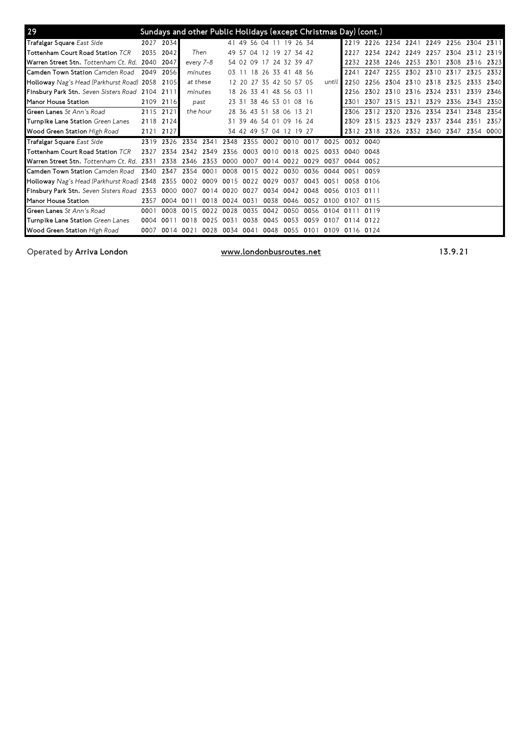## 29 Sundays and other Public Holidays (except Christmas Day) (cont.)

| | | | | | | | | | | | | | | | | | | | |
|---|---|---|---|---|---|---|---|---|---|---|---|---|---|---|---|---|---|---|---|
| **Trafalgar Square** *East Side* | 2027 | 2034 | Then | 41 | 49 | 56 | 04 | 11 | 19 | 26 | 34 | | 2219 | 2226 | 2234 | 2241 | 2249 | 2256 | 2304 | 2311 |
| **Tottenham Court Road Station** *TCR* | 2035 | 2042 | every 7-8 | 49 | 57 | 04 | 12 | 19 | 27 | 34 | 42 | | 2227 | 2234 | 2242 | 2249 | 2257 | 2304 | 2312 | 2319 |
| **Warren Street Stn.** *Tottenham Ct. Rd.* | 2040 | 2047 | minutes | 54 | 02 | 09 | 17 | 24 | 32 | 39 | 47 | | 2232 | 2238 | 2246 | 2253 | 2301 | 2308 | 2316 | 2323 |
| **Camden Town Station** *Camden Road* | 2049 | 2056 | at these | 03 | 11 | 18 | 26 | 33 | 41 | 48 | 56 | | 2241 | 2247 | 2255 | 2302 | 2310 | 2317 | 2325 | 2332 |
| **Holloway** *Nag's Head (Parkhurst Road)* | 2058 | 2105 | minutes | 12 | 20 | 27 | 35 | 42 | 50 | 57 | 05 | until | 2250 | 2256 | 2304 | 2310 | 2318 | 2325 | 2333 | 2340 |
| **Finsbury Park Stn.** *Seven Sisters Road* | 2104 | 2111 | past | 18 | 26 | 33 | 41 | 48 | 56 | 03 | 11 | | 2256 | 2302 | 2310 | 2316 | 2324 | 2331 | 2339 | 2346 |
| **Manor House Station** | 2109 | 2116 | the hour | 23 | 31 | 38 | 46 | 53 | 01 | 08 | 16 | | 2301 | 2307 | 2315 | 2321 | 2329 | 2336 | 2343 | 2350 |
| **Green Lanes** *St Ann's Road* | 2115 | 2121 | | 28 | 36 | 43 | 51 | 58 | 06 | 13 | 21 | | 2306 | 2312 | 2320 | 2326 | 2334 | 2341 | 2348 | 2354 |
| **Turnpike Lane Station** *Green Lanes* | 2118 | 2124 | | 31 | 39 | 46 | 54 | 01 | 09 | 16 | 24 | | 2309 | 2315 | 2323 | 2329 | 2337 | 2344 | 2351 | 2357 |
| **Wood Green Station** *High Road* | 2121 | 2127 | | 34 | 42 | 49 | 57 | 04 | 12 | 19 | 27 | | 2312 | 2318 | 2326 | 2332 | 2340 | 2347 | 2354 | 0000 |

| | | | | | | | | | | | | |
|---|---|---|---|---|---|---|---|---|---|---|---|---|
| **Trafalgar Square** *East Side* | 2319 | 2326 | 2334 | 2341 | 2348 | 2355 | 0002 | 0010 | 0017 | 0025 | 0032 | 0040 |
| **Tottenham Court Road Station** *TCR* | 2327 | 2334 | 2342 | 2349 | 2356 | 0003 | 0010 | 0018 | 0025 | 0033 | 0040 | 0048 |
| **Warren Street Stn.** *Tottenham Ct. Rd.* | 2331 | 2338 | 2346 | 2353 | 0000 | 0007 | 0014 | 0022 | 0029 | 0037 | 0044 | 0052 |
| **Camden Town Station** *Camden Road* | 2340 | 2347 | 2354 | 0001 | 0008 | 0015 | 0022 | 0030 | 0036 | 0044 | 0051 | 0059 |
| **Holloway** *Nag's Head (Parkhurst Road)* | 2348 | 2355 | 0002 | 0009 | 0015 | 0022 | 0029 | 0037 | 0043 | 0051 | 0058 | 0106 |
| **Finsbury Park Stn.** *Seven Sisters Road* | 2353 | 0000 | 0007 | 0014 | 0020 | 0027 | 0034 | 0042 | 0048 | 0056 | 0103 | 0111 |
| **Manor House Station** | 2357 | 0004 | 0011 | 0018 | 0024 | 0031 | 0038 | 0046 | 0052 | 0100 | 0107 | 0115 |
| **Green Lanes** *St Ann's Road* | 0001 | 0008 | 0015 | 0022 | 0028 | 0035 | 0042 | 0050 | 0056 | 0104 | 0111 | 0119 |
| **Turnpike Lane Station** *Green Lanes* | 0004 | 0011 | 0018 | 0025 | 0031 | 0038 | 0045 | 0053 | 0059 | 0107 | 0114 | 0122 |
| **Wood Green Station** *High Road* | 0007 | 0014 | 0021 | 0028 | 0034 | 0041 | 0048 | 0055 | 0101 | 0109 | 0116 | 0124 |

Operated by **Arriva London** www.londonbusroutes.net 13.9.21